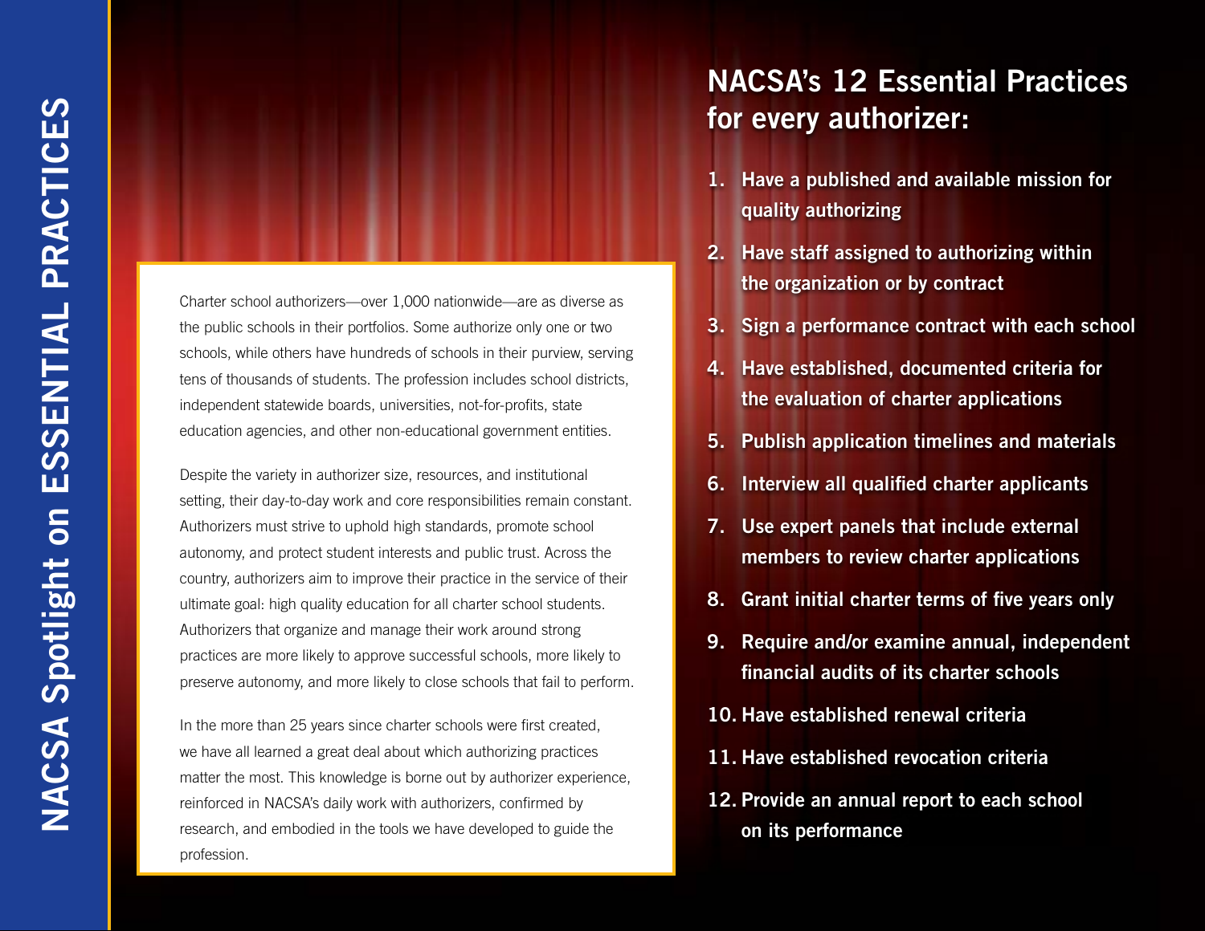# NACSA Spotlight on ESSENTIAL PRACTICES

Charter school authorizers—over 1,000 nationwide—are as diverse as the public schools in their portfolios. Some authorize only one or two schools, while others have hundreds of schools in their purview, serving tens of thousands of students. The profession includes school districts, independent statewide boards, universities, not-for-profits, state education agencies, and other non-educational government entities.

Despite the variety in authorizer size, resources, and institutional setting, their day-to-day work and core responsibilities remain constant. Authorizers must strive to uphold high standards, promote school autonomy, and protect student interests and public trust. Across the country, authorizers aim to improve their practice in the service of their ultimate goal: high quality education for all charter school students. Authorizers that organize and manage their work around strong practices are more likely to approve successful schools, more likely to preserve autonomy, and more likely to close schools that fail to perform.

In the more than 25 years since charter schools were first created, we have all learned a great deal about which authorizing practices matter the most. This knowledge is borne out by authorizer experience, reinforced in NACSA's daily work with authorizers, confirmed by research, and embodied in the tools we have developed to guide the profession.

## NACSA's 12 Essential Practices for every authorizer:

1. **Have a published and available mission for quality authorizing**
2. **Have staff assigned to authorizing within the organization or by contract**
3. **Sign a performance contract with each school**
4. **Have established, documented criteria for the evaluation of charter applications**
5. **Publish application timelines and materials**
6. **Interview all qualified charter applicants**
7. **Use expert panels that include external members to review charter applications**
8. **Grant initial charter terms of five years only**
9. **Require and/or examine annual, independent financial audits of its charter schools**
10. **Have established renewal criteria**
11. **Have established revocation criteria**
12. **Provide an annual report to each school on its performance**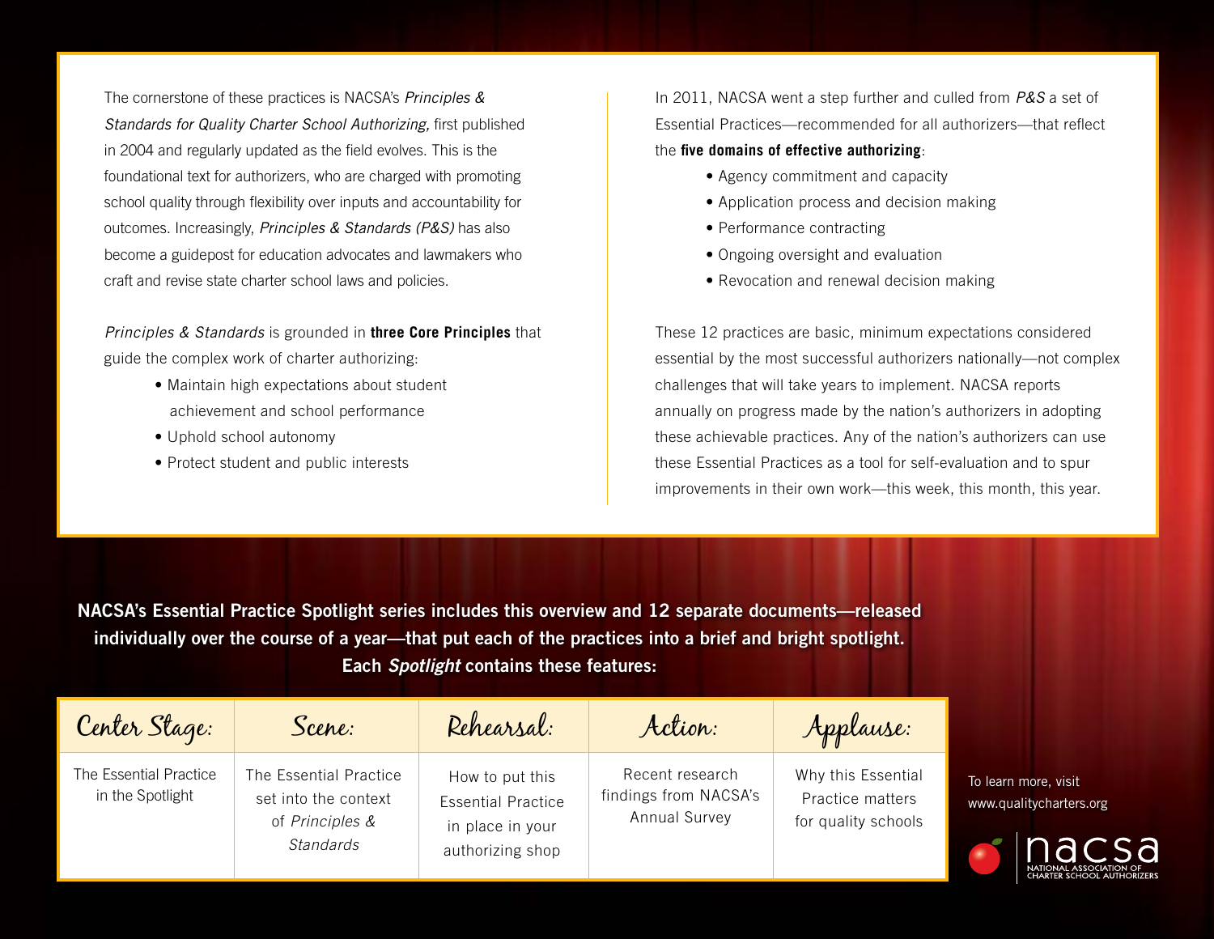The cornerstone of these practices is NACSA's *Principles & Standards for Quality Charter School Authorizing,* first published in 2004 and regularly updated as the field evolves. This is the foundational text for authorizers, who are charged with promoting school quality through flexibility over inputs and accountability for outcomes. Increasingly, *Principles & Standards (P&S)* has also become a guidepost for education advocates and lawmakers who craft and revise state charter school laws and policies.

*Principles & Standards* is grounded in **three Core Principles** that guide the complex work of charter authorizing:

- Maintain high expectations about student achievement and school performance
- Uphold school autonomy
- Protect student and public interests

In 2011, NACSA went a step further and culled from *P&S* a set of Essential Practices—recommended for all authorizers—that reflect the **five domains of effective authorizing**:

- Agency commitment and capacity
- Application process and decision making
- Performance contracting
- Ongoing oversight and evaluation
- Revocation and renewal decision making

These 12 practices are basic, minimum expectations considered essential by the most successful authorizers nationally—not complex challenges that will take years to implement. NACSA reports annually on progress made by the nation's authorizers in adopting these achievable practices. Any of the nation's authorizers can use these Essential Practices as a tool for self-evaluation and to spur improvements in their own work—this week, this month, this year.

**NACSA's Essential Practice Spotlight series includes this overview and 12 separate documents—released individually over the course of a year—that put each of the practices into a brief and bright spotlight. Each *Spotlight* contains these features:**

| Center Stage: | Scene: | Rehearsal: | Action: | Applause: |
|---|---|---|---|---|
| The Essential Practice in the Spotlight | The Essential Practice set into the context of *Principles & Standards* | How to put this Essential Practice in place in your authorizing shop | Recent research findings from NACSA's Annual Survey | Why this Essential Practice matters for quality schools |

To learn more, visit www.qualitycharters.org

nacsa
NATIONAL ASSOCIATION OF CHARTER SCHOOL AUTHORIZERS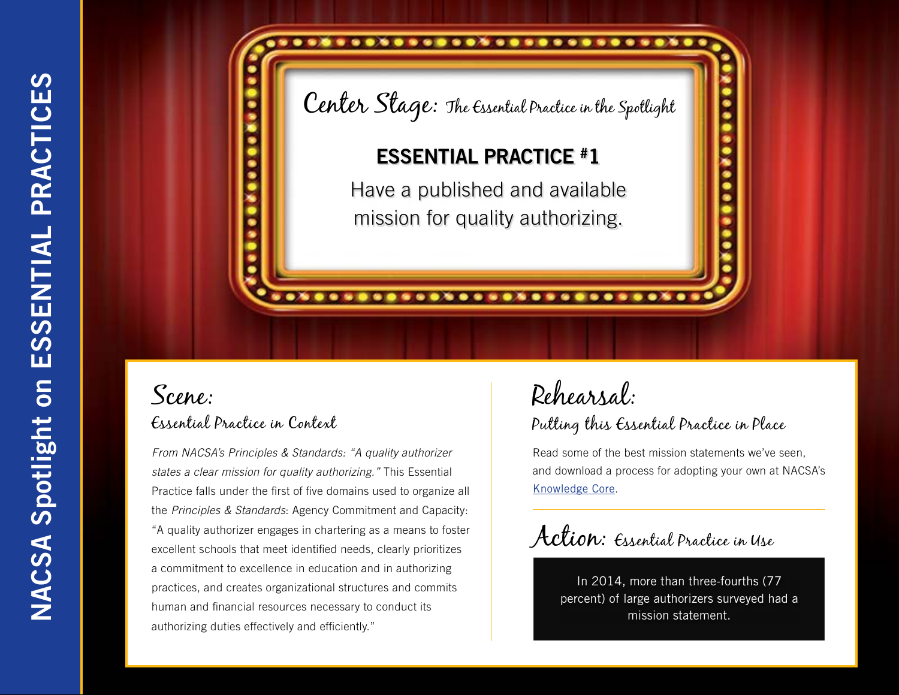# Center Stage: The Essential Practice in the Spotlight

## ESSENTIAL PRACTICE #1

Have a published and available mission for quality authorizing.

## Scene:

### Essential Practice in Context

*From NACSA's Principles & Standards: "A quality authorizer states a clear mission for quality authorizing."* This Essential Practice falls under the first of five domains used to organize all the *Principles & Standards*: Agency Commitment and Capacity: "A quality authorizer engages in chartering as a means to foster excellent schools that meet identified needs, clearly prioritizes a commitment to excellence in education and in authorizing practices, and creates organizational structures and commits human and financial resources necessary to conduct its authorizing duties effectively and efficiently."

## Rehearsal:

### Putting this Essential Practice in Place

Read some of the best mission statements we've seen, and download a process for adopting your own at NACSA's Knowledge Core.

## Action: Essential Practice in Use

In 2014, more than three-fourths (77 percent) of large authorizers surveyed had a mission statement.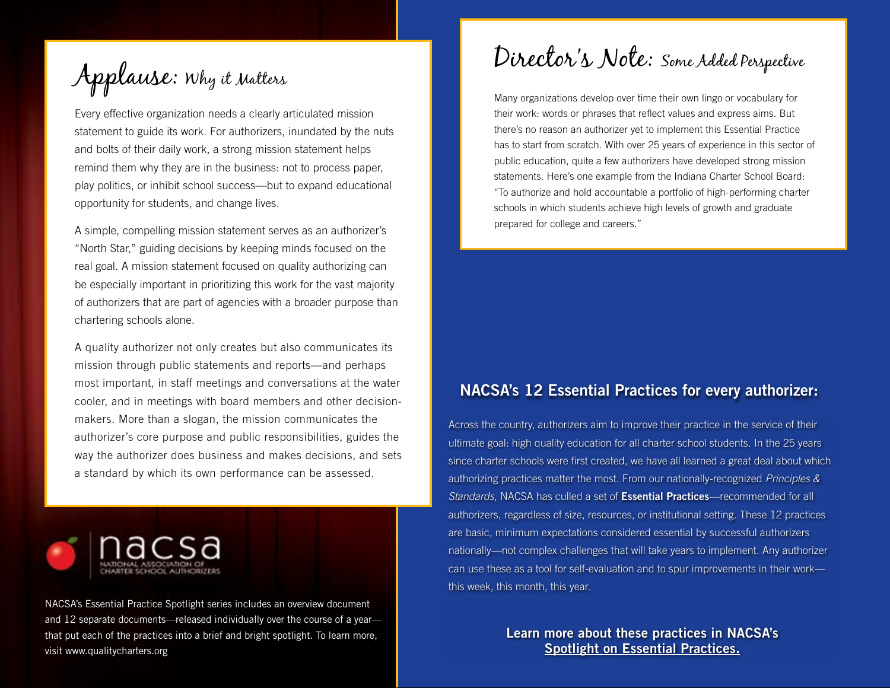## Applause: Why it Matters

Every effective organization needs a clearly articulated mission statement to guide its work. For authorizers, inundated by the nuts and bolts of their daily work, a strong mission statement helps remind them why they are in the business: not to process paper, play politics, or inhibit school success—but to expand educational opportunity for students, and change lives.

A simple, compelling mission statement serves as an authorizer's "North Star," guiding decisions by keeping minds focused on the real goal. A mission statement focused on quality authorizing can be especially important in prioritizing this work for the vast majority of authorizers that are part of agencies with a broader purpose than chartering schools alone.

A quality authorizer not only creates but also communicates its mission through public statements and reports—and perhaps most important, in staff meetings and conversations at the water cooler, and in meetings with board members and other decision-makers. More than a slogan, the mission communicates the authorizer's core purpose and public responsibilities, guides the way the authorizer does business and makes decisions, and sets a standard by which its own performance can be assessed.

nacsa
NATIONAL ASSOCIATION OF CHARTER SCHOOL AUTHORIZERS

NACSA's Essential Practice Spotlight series includes an overview document and 12 separate documents—released individually over the course of a year—that put each of the practices into a brief and bright spotlight. To learn more, visit www.qualitycharters.org

## Director's Note: Some Added Perspective

Many organizations develop over time their own lingo or vocabulary for their work: words or phrases that reflect values and express aims. But there's no reason an authorizer yet to implement this Essential Practice has to start from scratch. With over 25 years of experience in this sector of public education, quite a few authorizers have developed strong mission statements. Here's one example from the Indiana Charter School Board: "To authorize and hold accountable a portfolio of high-performing charter schools in which students achieve high levels of growth and graduate prepared for college and careers."

### NACSA's 12 Essential Practices for every authorizer:

Across the country, authorizers aim to improve their practice in the service of their ultimate goal: high quality education for all charter school students. In the 25 years since charter schools were first created, we have all learned a great deal about which authorizing practices matter the most. From our nationally-recognized *Principles & Standards*, NACSA has culled a set of **Essential Practices**—recommended for all authorizers, regardless of size, resources, or institutional setting. These 12 practices are basic, minimum expectations considered essential by successful authorizers nationally—not complex challenges that will take years to implement. Any authorizer can use these as a tool for self-evaluation and to spur improvements in their work—this week, this month, this year.

**Learn more about these practices in NACSA's Spotlight on Essential Practices.**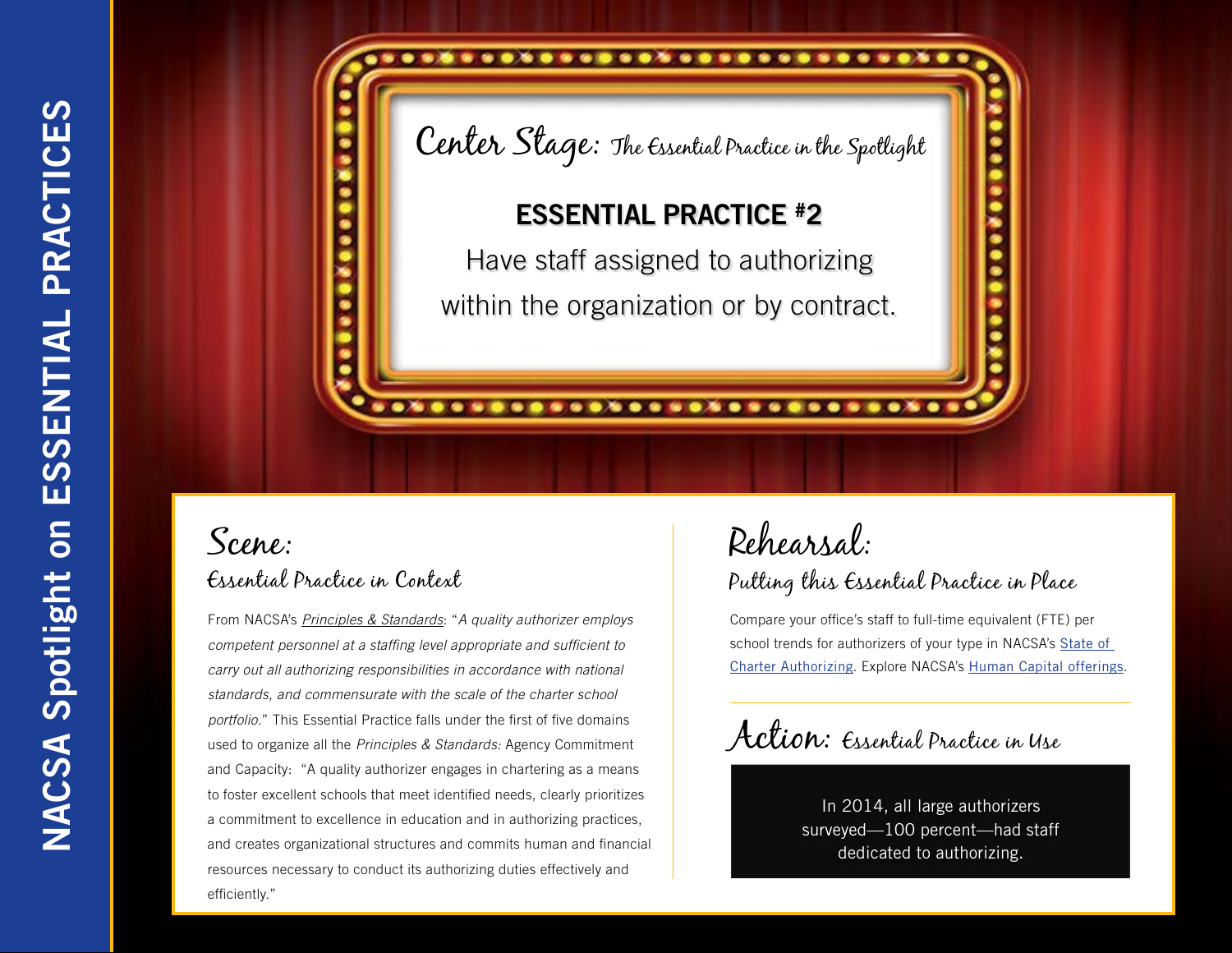# Center Stage: The Essential Practice in the Spotlight

## ESSENTIAL PRACTICE #2

Have staff assigned to authorizing within the organization or by contract.

## Scene:

### Essential Practice in Context

From NACSA's *Principles & Standards*: "*A quality authorizer employs competent personnel at a staffing level appropriate and sufficient to carry out all authorizing responsibilities in accordance with national standards, and commensurate with the scale of the charter school portfolio.*" This Essential Practice falls under the first of five domains used to organize all the *Principles & Standards:* Agency Commitment and Capacity: "A quality authorizer engages in chartering as a means to foster excellent schools that meet identified needs, clearly prioritizes a commitment to excellence in education and in authorizing practices, and creates organizational structures and commits human and financial resources necessary to conduct its authorizing duties effectively and efficiently."

## Rehearsal:

### Putting this Essential Practice in Place

Compare your office's staff to full-time equivalent (FTE) per school trends for authorizers of your type in NACSA's State of Charter Authorizing. Explore NACSA's Human Capital offerings.

## Action: Essential Practice in Use

In 2014, all large authorizers surveyed—100 percent—had staff dedicated to authorizing.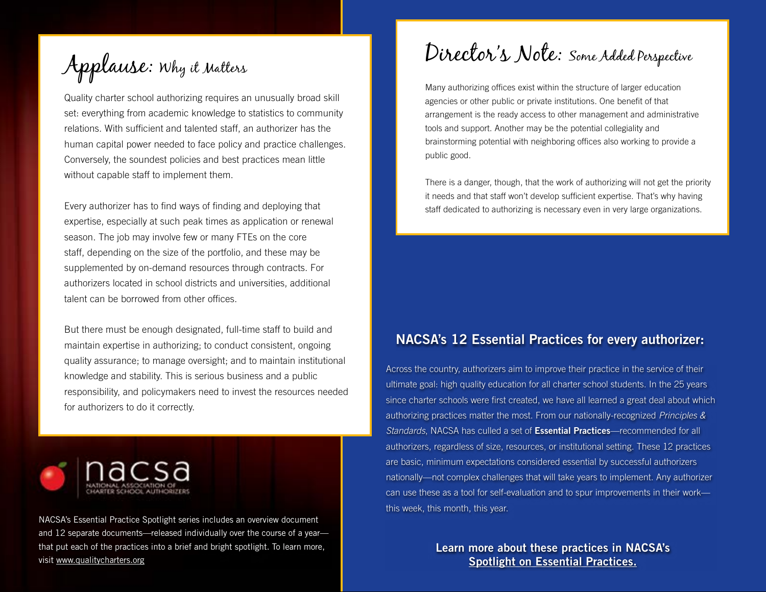## Applause: Why it Matters

Quality charter school authorizing requires an unusually broad skill set: everything from academic knowledge to statistics to community relations. With sufficient and talented staff, an authorizer has the human capital power needed to face policy and practice challenges. Conversely, the soundest policies and best practices mean little without capable staff to implement them.

Every authorizer has to find ways of finding and deploying that expertise, especially at such peak times as application or renewal season. The job may involve few or many FTEs on the core staff, depending on the size of the portfolio, and these may be supplemented by on-demand resources through contracts. For authorizers located in school districts and universities, additional talent can be borrowed from other offices.

But there must be enough designated, full-time staff to build and maintain expertise in authorizing; to conduct consistent, ongoing quality assurance; to manage oversight; and to maintain institutional knowledge and stability. This is serious business and a public responsibility, and policymakers need to invest the resources needed for authorizers to do it correctly.

nacsa
NATIONAL ASSOCIATION OF CHARTER SCHOOL AUTHORIZERS

NACSA's Essential Practice Spotlight series includes an overview document and 12 separate documents—released individually over the course of a year—that put each of the practices into a brief and bright spotlight. To learn more, visit www.qualitycharters.org

## Director's Note: Some Added Perspective

Many authorizing offices exist within the structure of larger education agencies or other public or private institutions. One benefit of that arrangement is the ready access to other management and administrative tools and support. Another may be the potential collegiality and brainstorming potential with neighboring offices also working to provide a public good.

There is a danger, though, that the work of authorizing will not get the priority it needs and that staff won't develop sufficient expertise. That's why having staff dedicated to authorizing is necessary even in very large organizations.

## NACSA's 12 Essential Practices for every authorizer:

Across the country, authorizers aim to improve their practice in the service of their ultimate goal: high quality education for all charter school students. In the 25 years since charter schools were first created, we have all learned a great deal about which authorizing practices matter the most. From our nationally-recognized *Principles & Standards*, NACSA has culled a set of **Essential Practices**—recommended for all authorizers, regardless of size, resources, or institutional setting. These 12 practices are basic, minimum expectations considered essential by successful authorizers nationally—not complex challenges that will take years to implement. Any authorizer can use these as a tool for self-evaluation and to spur improvements in their work—this week, this month, this year.

**Learn more about these practices in NACSA's Spotlight on Essential Practices.**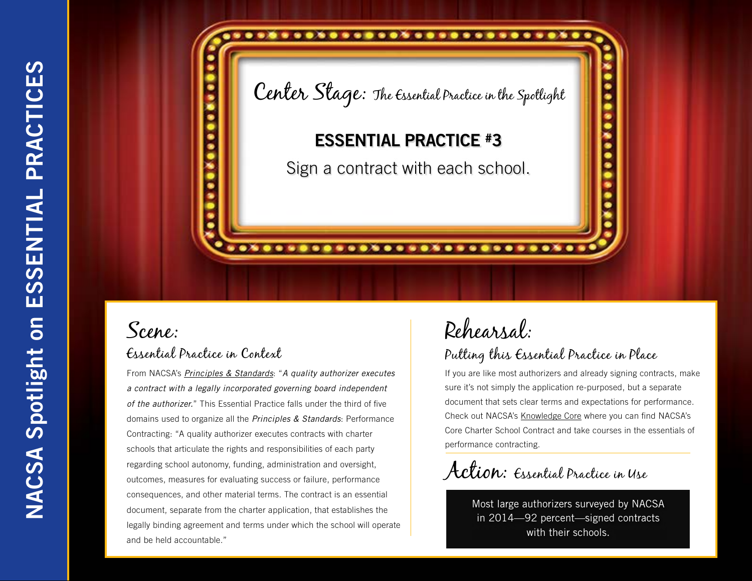# Center Stage: The Essential Practice in the Spotlight

## ESSENTIAL PRACTICE #3

Sign a contract with each school.

## Scene:

### Essential Practice in Context

From NACSA's *Principles & Standards*: "*A quality authorizer executes a contract with a legally incorporated governing board independent of the authorizer.*" This Essential Practice falls under the third of five domains used to organize all the *Principles & Standards*: Performance Contracting: "A quality authorizer executes contracts with charter schools that articulate the rights and responsibilities of each party regarding school autonomy, funding, administration and oversight, outcomes, measures for evaluating success or failure, performance consequences, and other material terms. The contract is an essential document, separate from the charter application, that establishes the legally binding agreement and terms under which the school will operate and be held accountable."

## Rehearsal:

### Putting this Essential Practice in Place

If you are like most authorizers and already signing contracts, make sure it's not simply the application re-purposed, but a separate document that sets clear terms and expectations for performance. Check out NACSA's Knowledge Core where you can find NACSA's Core Charter School Contract and take courses in the essentials of performance contracting.

## Action: Essential Practice in Use

Most large authorizers surveyed by NACSA in 2014—92 percent—signed contracts with their schools.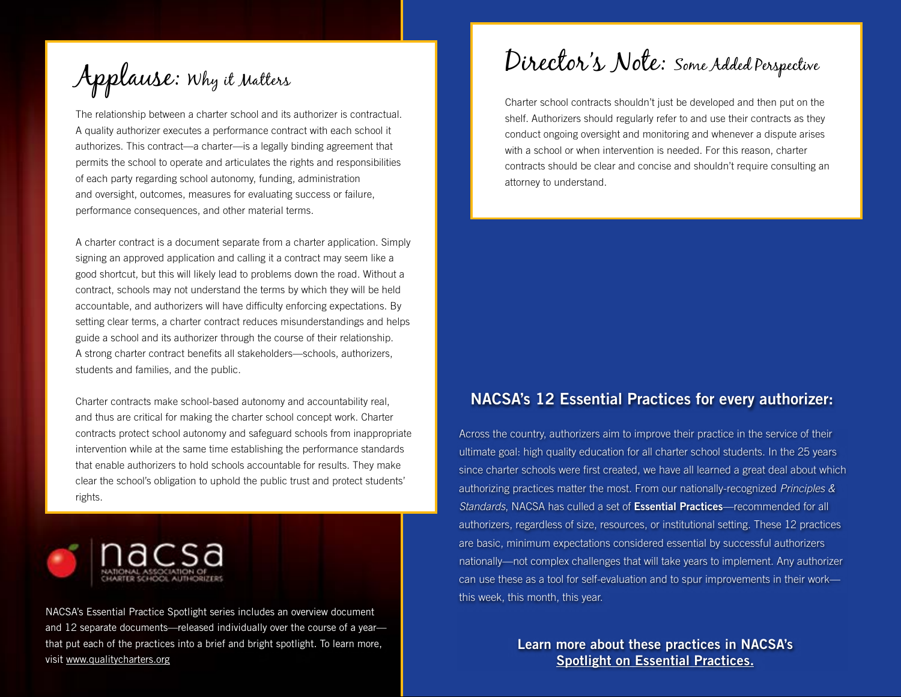## Applause: Why it Matters

The relationship between a charter school and its authorizer is contractual. A quality authorizer executes a performance contract with each school it authorizes. This contract—a charter—is a legally binding agreement that permits the school to operate and articulates the rights and responsibilities of each party regarding school autonomy, funding, administration and oversight, outcomes, measures for evaluating success or failure, performance consequences, and other material terms.

A charter contract is a document separate from a charter application. Simply signing an approved application and calling it a contract may seem like a good shortcut, but this will likely lead to problems down the road. Without a contract, schools may not understand the terms by which they will be held accountable, and authorizers will have difficulty enforcing expectations. By setting clear terms, a charter contract reduces misunderstandings and helps guide a school and its authorizer through the course of their relationship. A strong charter contract benefits all stakeholders—schools, authorizers, students and families, and the public.

Charter contracts make school-based autonomy and accountability real, and thus are critical for making the charter school concept work. Charter contracts protect school autonomy and safeguard schools from inappropriate intervention while at the same time establishing the performance standards that enable authorizers to hold schools accountable for results. They make clear the school's obligation to uphold the public trust and protect students' rights.

nacsa
NATIONAL ASSOCIATION OF CHARTER SCHOOL AUTHORIZERS

NACSA's Essential Practice Spotlight series includes an overview document and 12 separate documents—released individually over the course of a year—that put each of the practices into a brief and bright spotlight. To learn more, visit www.qualitycharters.org

## Director's Note: Some Added Perspective

Charter school contracts shouldn't just be developed and then put on the shelf. Authorizers should regularly refer to and use their contracts as they conduct ongoing oversight and monitoring and whenever a dispute arises with a school or when intervention is needed. For this reason, charter contracts should be clear and concise and shouldn't require consulting an attorney to understand.

### NACSA's 12 Essential Practices for every authorizer:

Across the country, authorizers aim to improve their practice in the service of their ultimate goal: high quality education for all charter school students. In the 25 years since charter schools were first created, we have all learned a great deal about which authorizing practices matter the most. From our nationally-recognized *Principles & Standards*, NACSA has culled a set of **Essential Practices**—recommended for all authorizers, regardless of size, resources, or institutional setting. These 12 practices are basic, minimum expectations considered essential by successful authorizers nationally—not complex challenges that will take years to implement. Any authorizer can use these as a tool for self-evaluation and to spur improvements in their work—this week, this month, this year.

**Learn more about these practices in NACSA's Spotlight on Essential Practices.**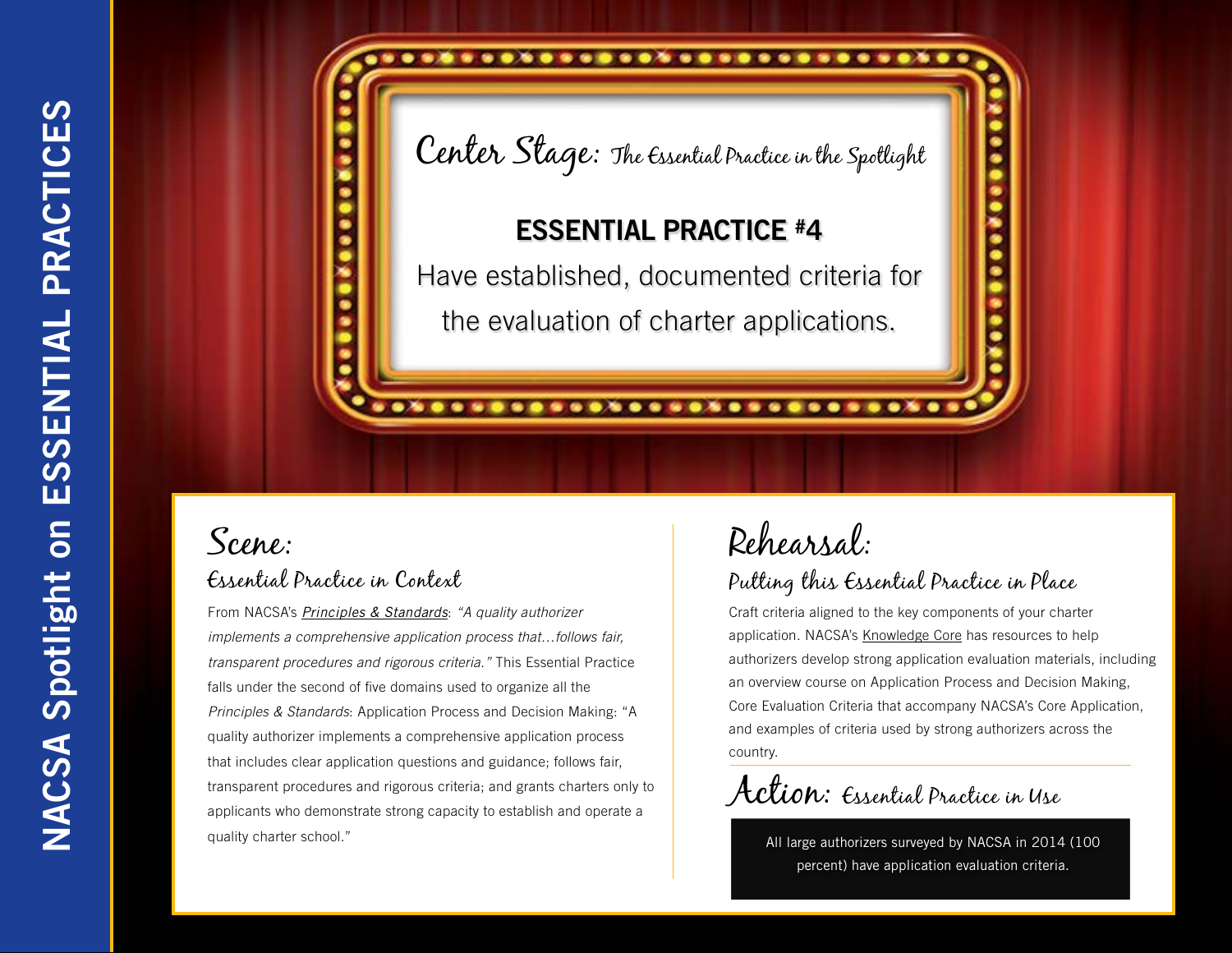# Center Stage: The Essential Practice in the Spotlight

## ESSENTIAL PRACTICE #4

Have established, documented criteria for the evaluation of charter applications.

## Scene:

### Essential Practice in Context

From NACSA's *Principles & Standards*: *"A quality authorizer implements a comprehensive application process that…follows fair, transparent procedures and rigorous criteria."* This Essential Practice falls under the second of five domains used to organize all the *Principles & Standards*: Application Process and Decision Making: "A quality authorizer implements a comprehensive application process that includes clear application questions and guidance; follows fair, transparent procedures and rigorous criteria; and grants charters only to applicants who demonstrate strong capacity to establish and operate a quality charter school."

## Rehearsal:

### Putting this Essential Practice in Place

Craft criteria aligned to the key components of your charter application. NACSA's Knowledge Core has resources to help authorizers develop strong application evaluation materials, including an overview course on Application Process and Decision Making, Core Evaluation Criteria that accompany NACSA's Core Application, and examples of criteria used by strong authorizers across the country.

## Action: Essential Practice in Use

All large authorizers surveyed by NACSA in 2014 (100 percent) have application evaluation criteria.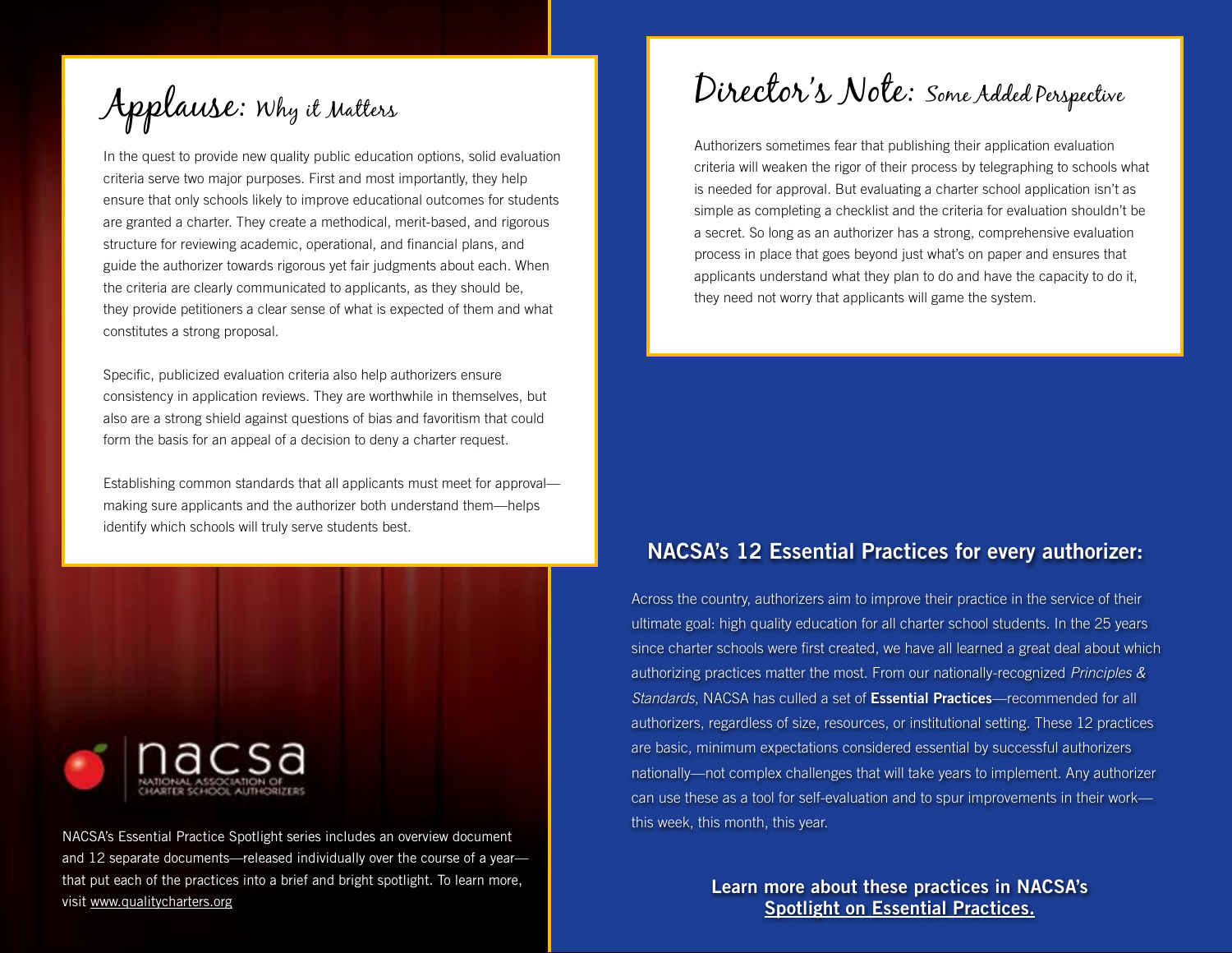## Applause: Why it Matters

In the quest to provide new quality public education options, solid evaluation criteria serve two major purposes. First and most importantly, they help ensure that only schools likely to improve educational outcomes for students are granted a charter. They create a methodical, merit-based, and rigorous structure for reviewing academic, operational, and financial plans, and guide the authorizer towards rigorous yet fair judgments about each. When the criteria are clearly communicated to applicants, as they should be, they provide petitioners a clear sense of what is expected of them and what constitutes a strong proposal.

Specific, publicized evaluation criteria also help authorizers ensure consistency in application reviews. They are worthwhile in themselves, but also are a strong shield against questions of bias and favoritism that could form the basis for an appeal of a decision to deny a charter request.

Establishing common standards that all applicants must meet for approval—making sure applicants and the authorizer both understand them—helps identify which schools will truly serve students best.

## Director's Note: Some Added Perspective

Authorizers sometimes fear that publishing their application evaluation criteria will weaken the rigor of their process by telegraphing to schools what is needed for approval. But evaluating a charter school application isn't as simple as completing a checklist and the criteria for evaluation shouldn't be a secret. So long as an authorizer has a strong, comprehensive evaluation process in place that goes beyond just what's on paper and ensures that applicants understand what they plan to do and have the capacity to do it, they need not worry that applicants will game the system.

nacsa
NATIONAL ASSOCIATION OF CHARTER SCHOOL AUTHORIZERS

NACSA's Essential Practice Spotlight series includes an overview document and 12 separate documents—released individually over the course of a year—that put each of the practices into a brief and bright spotlight. To learn more, visit www.qualitycharters.org

### NACSA's 12 Essential Practices for every authorizer:

Across the country, authorizers aim to improve their practice in the service of their ultimate goal: high quality education for all charter school students. In the 25 years since charter schools were first created, we have all learned a great deal about which authorizing practices matter the most. From our nationally-recognized *Principles & Standards*, NACSA has culled a set of **Essential Practices**—recommended for all authorizers, regardless of size, resources, or institutional setting. These 12 practices are basic, minimum expectations considered essential by successful authorizers nationally—not complex challenges that will take years to implement. Any authorizer can use these as a tool for self-evaluation and to spur improvements in their work—this week, this month, this year.

**Learn more about these practices in NACSA's Spotlight on Essential Practices.**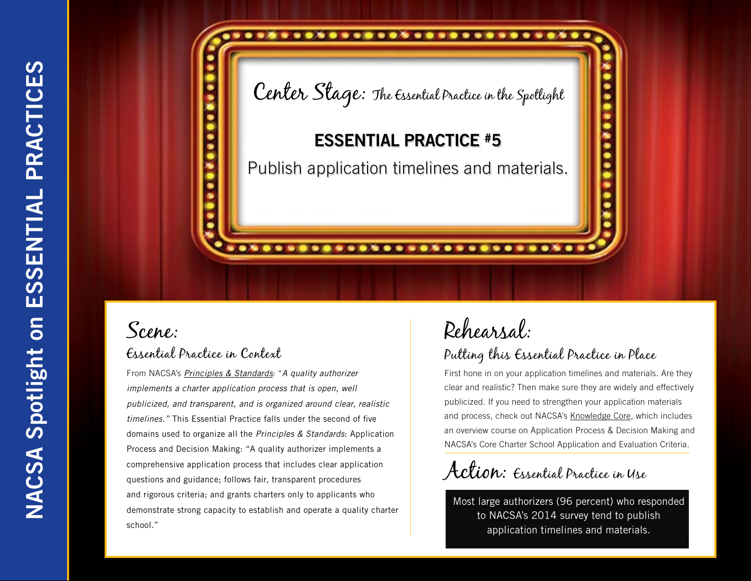# Center Stage: The Essential Practice in the Spotlight

## ESSENTIAL PRACTICE #5

Publish application timelines and materials.

## Scene: Essential Practice in Context

From NACSA's *Principles & Standards*: "*A quality authorizer implements a charter application process that is open, well publicized, and transparent, and is organized around clear, realistic timelines.*" This Essential Practice falls under the second of five domains used to organize all the *Principles & Standards*: Application Process and Decision Making: "A quality authorizer implements a comprehensive application process that includes clear application questions and guidance; follows fair, transparent procedures and rigorous criteria; and grants charters only to applicants who demonstrate strong capacity to establish and operate a quality charter school."

## Rehearsal: Putting this Essential Practice in Place

First hone in on your application timelines and materials. Are they clear and realistic? Then make sure they are widely and effectively publicized. If you need to strengthen your application materials and process, check out NACSA's Knowledge Core, which includes an overview course on Application Process & Decision Making and NACSA's Core Charter School Application and Evaluation Criteria.

## Action: Essential Practice in Use

Most large authorizers (96 percent) who responded to NACSA's 2014 survey tend to publish application timelines and materials.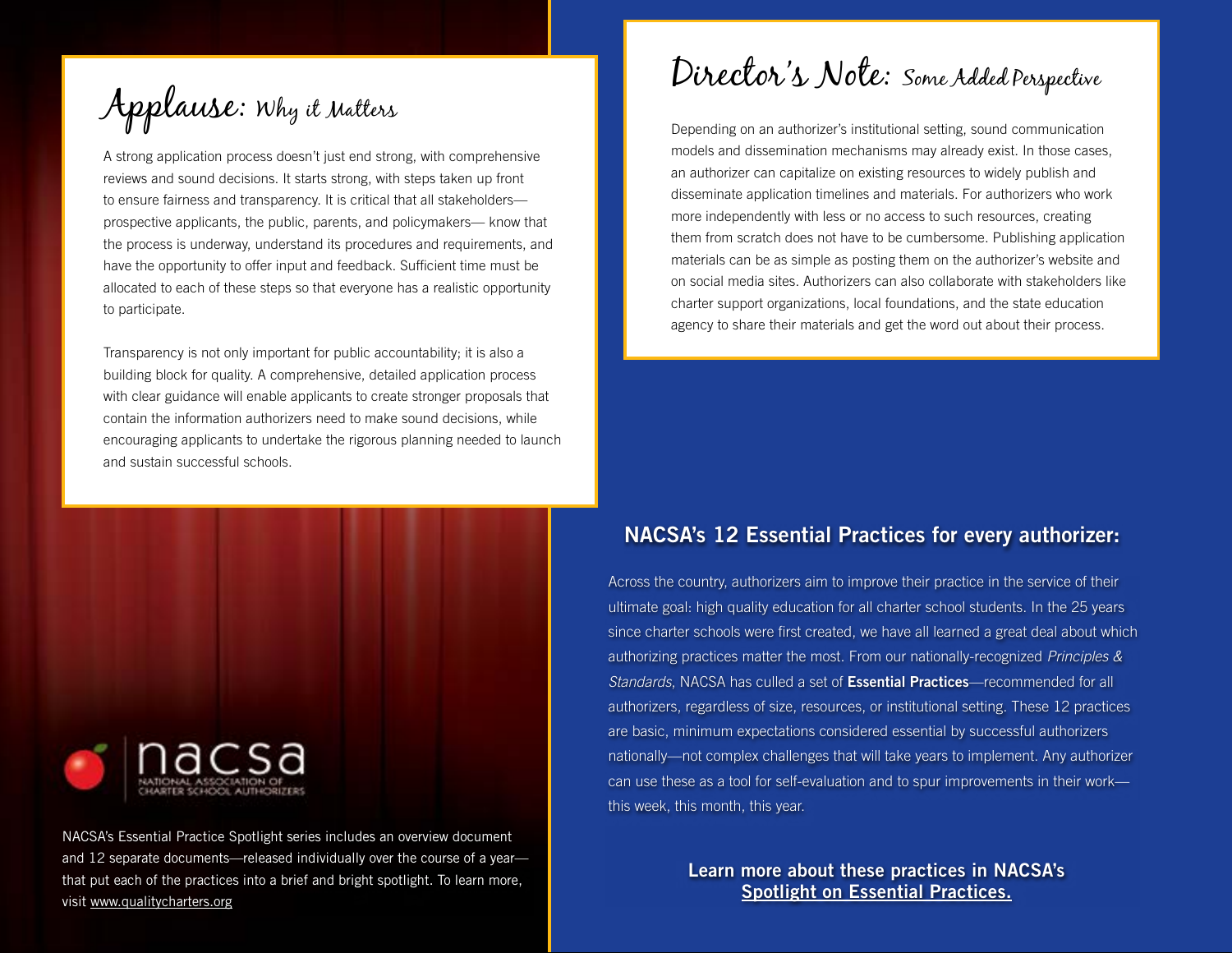## Applause: Why it Matters

A strong application process doesn't just end strong, with comprehensive reviews and sound decisions. It starts strong, with steps taken up front to ensure fairness and transparency. It is critical that all stakeholders—prospective applicants, the public, parents, and policymakers— know that the process is underway, understand its procedures and requirements, and have the opportunity to offer input and feedback. Sufficient time must be allocated to each of these steps so that everyone has a realistic opportunity to participate.

Transparency is not only important for public accountability; it is also a building block for quality. A comprehensive, detailed application process with clear guidance will enable applicants to create stronger proposals that contain the information authorizers need to make sound decisions, while encouraging applicants to undertake the rigorous planning needed to launch and sustain successful schools.

## Director's Note: Some Added Perspective

Depending on an authorizer's institutional setting, sound communication models and dissemination mechanisms may already exist. In those cases, an authorizer can capitalize on existing resources to widely publish and disseminate application timelines and materials. For authorizers who work more independently with less or no access to such resources, creating them from scratch does not have to be cumbersome. Publishing application materials can be as simple as posting them on the authorizer's website and on social media sites. Authorizers can also collaborate with stakeholders like charter support organizations, local foundations, and the state education agency to share their materials and get the word out about their process.

nacsa
NATIONAL ASSOCIATION OF CHARTER SCHOOL AUTHORIZERS

NACSA's Essential Practice Spotlight series includes an overview document and 12 separate documents—released individually over the course of a year—that put each of the practices into a brief and bright spotlight. To learn more, visit www.qualitycharters.org

## NACSA's 12 Essential Practices for every authorizer:

Across the country, authorizers aim to improve their practice in the service of their ultimate goal: high quality education for all charter school students. In the 25 years since charter schools were first created, we have all learned a great deal about which authorizing practices matter the most. From our nationally-recognized *Principles & Standards*, NACSA has culled a set of **Essential Practices**—recommended for all authorizers, regardless of size, resources, or institutional setting. These 12 practices are basic, minimum expectations considered essential by successful authorizers nationally—not complex challenges that will take years to implement. Any authorizer can use these as a tool for self-evaluation and to spur improvements in their work—this week, this month, this year.

**Learn more about these practices in NACSA's Spotlight on Essential Practices.**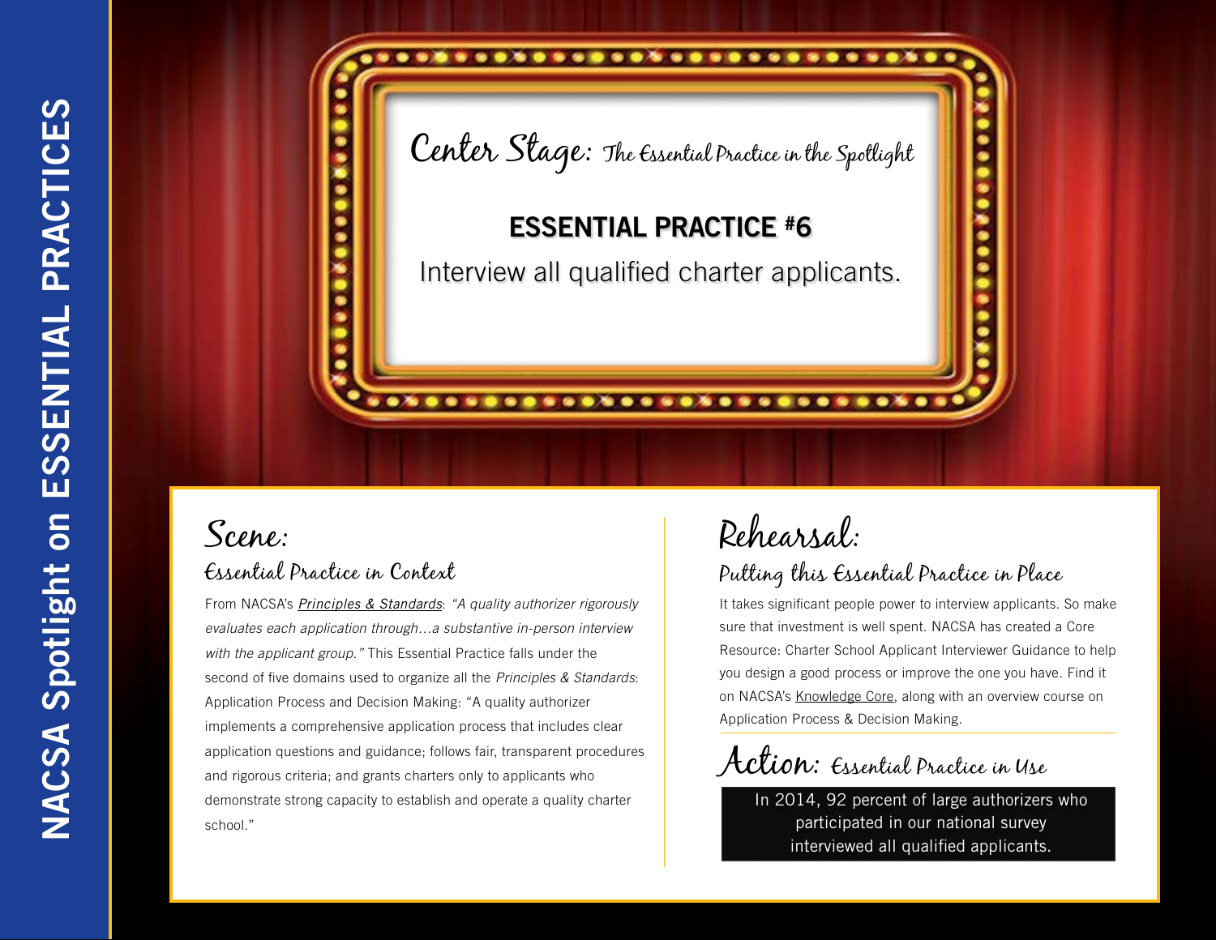# Center Stage: The Essential Practice in the Spotlight

## ESSENTIAL PRACTICE #6

Interview all qualified charter applicants.

## Scene:

### Essential Practice in Context

From NACSA's *Principles & Standards*: *"A quality authorizer rigorously evaluates each application through…a substantive in-person interview with the applicant group."* This Essential Practice falls under the second of five domains used to organize all the *Principles & Standards*: Application Process and Decision Making: "A quality authorizer implements a comprehensive application process that includes clear application questions and guidance; follows fair, transparent procedures and rigorous criteria; and grants charters only to applicants who demonstrate strong capacity to establish and operate a quality charter school."

## Rehearsal:

### Putting this Essential Practice in Place

It takes significant people power to interview applicants. So make sure that investment is well spent. NACSA has created a Core Resource: Charter School Applicant Interviewer Guidance to help you design a good process or improve the one you have. Find it on NACSA's Knowledge Core, along with an overview course on Application Process & Decision Making.

## Action: Essential Practice in Use

In 2014, 92 percent of large authorizers who participated in our national survey interviewed all qualified applicants.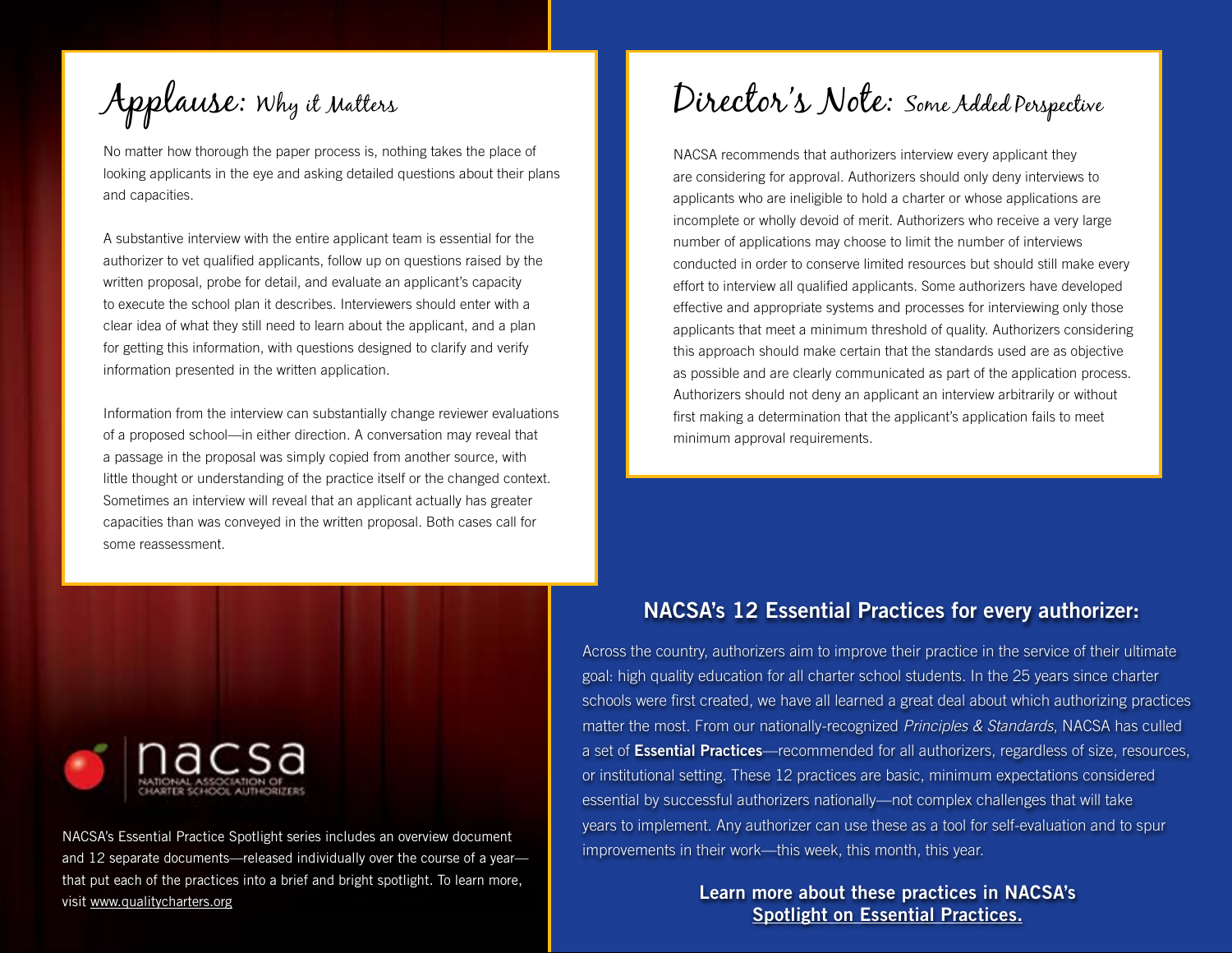## Applause: Why it Matters

No matter how thorough the paper process is, nothing takes the place of looking applicants in the eye and asking detailed questions about their plans and capacities.

A substantive interview with the entire applicant team is essential for the authorizer to vet qualified applicants, follow up on questions raised by the written proposal, probe for detail, and evaluate an applicant's capacity to execute the school plan it describes. Interviewers should enter with a clear idea of what they still need to learn about the applicant, and a plan for getting this information, with questions designed to clarify and verify information presented in the written application.

Information from the interview can substantially change reviewer evaluations of a proposed school—in either direction. A conversation may reveal that a passage in the proposal was simply copied from another source, with little thought or understanding of the practice itself or the changed context. Sometimes an interview will reveal that an applicant actually has greater capacities than was conveyed in the written proposal. Both cases call for some reassessment.

## Director's Note: Some Added Perspective

NACSA recommends that authorizers interview every applicant they are considering for approval. Authorizers should only deny interviews to applicants who are ineligible to hold a charter or whose applications are incomplete or wholly devoid of merit. Authorizers who receive a very large number of applications may choose to limit the number of interviews conducted in order to conserve limited resources but should still make every effort to interview all qualified applicants. Some authorizers have developed effective and appropriate systems and processes for interviewing only those applicants that meet a minimum threshold of quality. Authorizers considering this approach should make certain that the standards used are as objective as possible and are clearly communicated as part of the application process. Authorizers should not deny an applicant an interview arbitrarily or without first making a determination that the applicant's application fails to meet minimum approval requirements.

nacsa
NATIONAL ASSOCIATION OF CHARTER SCHOOL AUTHORIZERS

NACSA's Essential Practice Spotlight series includes an overview document and 12 separate documents—released individually over the course of a year—that put each of the practices into a brief and bright spotlight. To learn more, visit www.qualitycharters.org

## NACSA's 12 Essential Practices for every authorizer:

Across the country, authorizers aim to improve their practice in the service of their ultimate goal: high quality education for all charter school students. In the 25 years since charter schools were first created, we have all learned a great deal about which authorizing practices matter the most. From our nationally-recognized *Principles & Standards*, NACSA has culled a set of **Essential Practices**—recommended for all authorizers, regardless of size, resources, or institutional setting. These 12 practices are basic, minimum expectations considered essential by successful authorizers nationally—not complex challenges that will take years to implement. Any authorizer can use these as a tool for self-evaluation and to spur improvements in their work—this week, this month, this year.

**Learn more about these practices in NACSA's Spotlight on Essential Practices.**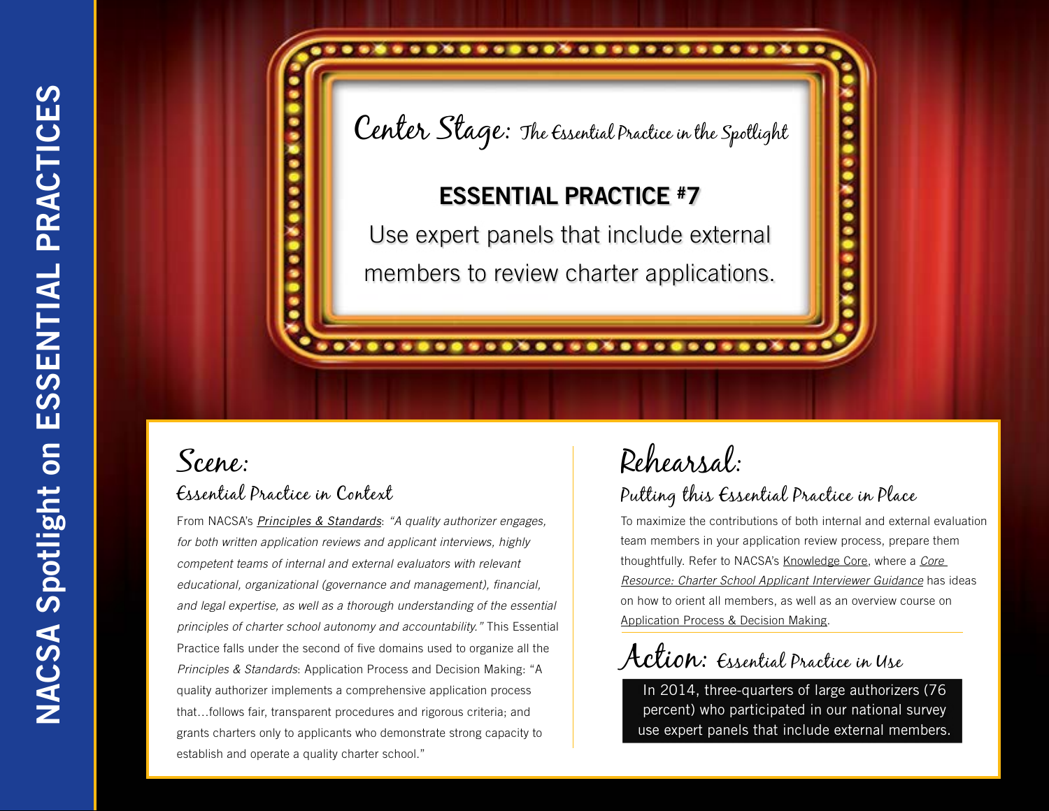# Center Stage: The Essential Practice in the Spotlight

## ESSENTIAL PRACTICE #7

Use expert panels that include external members to review charter applications.

## Scene:

### Essential Practice in Context

From NACSA's *Principles & Standards*: *"A quality authorizer engages, for both written application reviews and applicant interviews, highly competent teams of internal and external evaluators with relevant educational, organizational (governance and management), financial, and legal expertise, as well as a thorough understanding of the essential principles of charter school autonomy and accountability."* This Essential Practice falls under the second of five domains used to organize all the *Principles & Standards*: Application Process and Decision Making: "A quality authorizer implements a comprehensive application process that…follows fair, transparent procedures and rigorous criteria; and grants charters only to applicants who demonstrate strong capacity to establish and operate a quality charter school."

## Rehearsal:

### Putting this Essential Practice in Place

To maximize the contributions of both internal and external evaluation team members in your application review process, prepare them thoughtfully. Refer to NACSA's Knowledge Core, where a *Core Resource: Charter School Applicant Interviewer Guidance* has ideas on how to orient all members, as well as an overview course on Application Process & Decision Making.

## Action: Essential Practice in Use

In 2014, three-quarters of large authorizers (76 percent) who participated in our national survey use expert panels that include external members.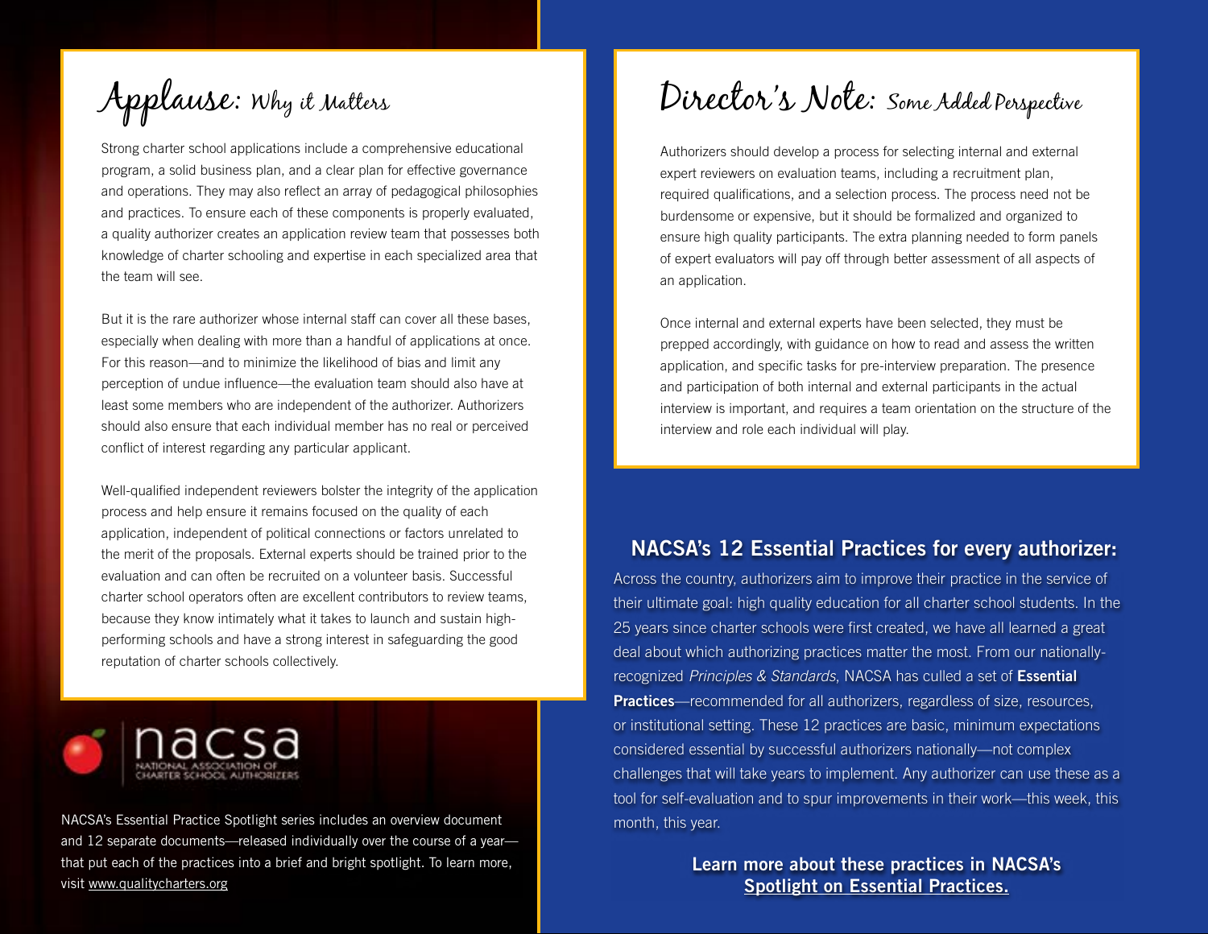## Applause: Why it Matters

Strong charter school applications include a comprehensive educational program, a solid business plan, and a clear plan for effective governance and operations. They may also reflect an array of pedagogical philosophies and practices. To ensure each of these components is properly evaluated, a quality authorizer creates an application review team that possesses both knowledge of charter schooling and expertise in each specialized area that the team will see.

But it is the rare authorizer whose internal staff can cover all these bases, especially when dealing with more than a handful of applications at once. For this reason—and to minimize the likelihood of bias and limit any perception of undue influence—the evaluation team should also have at least some members who are independent of the authorizer. Authorizers should also ensure that each individual member has no real or perceived conflict of interest regarding any particular applicant.

Well-qualified independent reviewers bolster the integrity of the application process and help ensure it remains focused on the quality of each application, independent of political connections or factors unrelated to the merit of the proposals. External experts should be trained prior to the evaluation and can often be recruited on a volunteer basis. Successful charter school operators often are excellent contributors to review teams, because they know intimately what it takes to launch and sustain high-performing schools and have a strong interest in safeguarding the good reputation of charter schools collectively.

nacsa
NATIONAL ASSOCIATION OF CHARTER SCHOOL AUTHORIZERS

NACSA's Essential Practice Spotlight series includes an overview document and 12 separate documents—released individually over the course of a year—that put each of the practices into a brief and bright spotlight. To learn more, visit www.qualitycharters.org

## Director's Note: Some Added Perspective

Authorizers should develop a process for selecting internal and external expert reviewers on evaluation teams, including a recruitment plan, required qualifications, and a selection process. The process need not be burdensome or expensive, but it should be formalized and organized to ensure high quality participants. The extra planning needed to form panels of expert evaluators will pay off through better assessment of all aspects of an application.

Once internal and external experts have been selected, they must be prepped accordingly, with guidance on how to read and assess the written application, and specific tasks for pre-interview preparation. The presence and participation of both internal and external participants in the actual interview is important, and requires a team orientation on the structure of the interview and role each individual will play.

### NACSA's 12 Essential Practices for every authorizer:

Across the country, authorizers aim to improve their practice in the service of their ultimate goal: high quality education for all charter school students. In the 25 years since charter schools were first created, we have all learned a great deal about which authorizing practices matter the most. From our nationally-recognized *Principles & Standards*, NACSA has culled a set of **Essential Practices**—recommended for all authorizers, regardless of size, resources, or institutional setting. These 12 practices are basic, minimum expectations considered essential by successful authorizers nationally—not complex challenges that will take years to implement. Any authorizer can use these as a tool for self-evaluation and to spur improvements in their work—this week, this month, this year.

**Learn more about these practices in NACSA's Spotlight on Essential Practices.**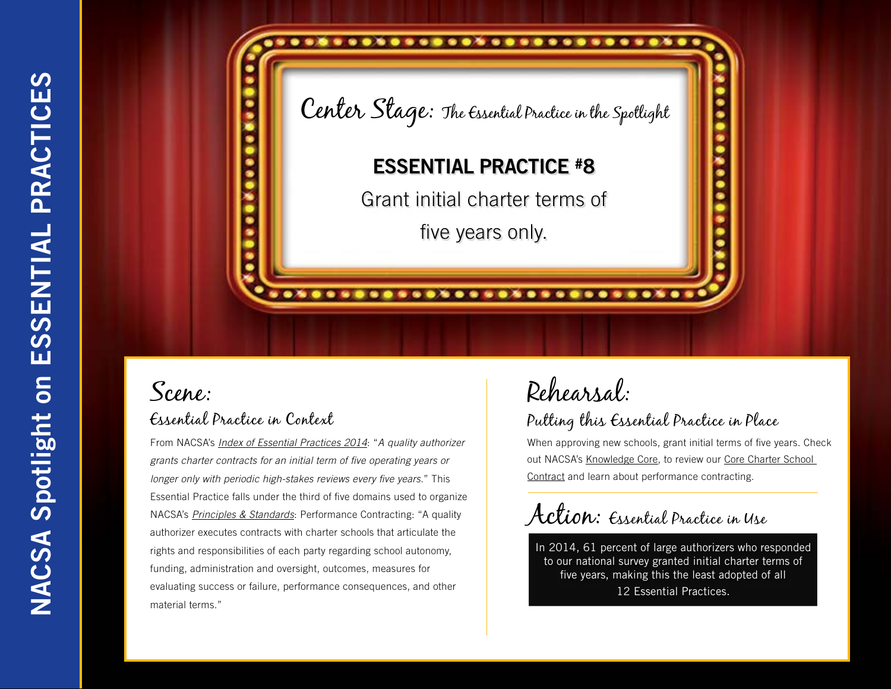# Center Stage: The Essential Practice in the Spotlight

## ESSENTIAL PRACTICE #8

Grant initial charter terms of five years only.

## Scene:

### Essential Practice in Context

From NACSA's *Index of Essential Practices 2014*: "*A quality authorizer grants charter contracts for an initial term of five operating years or longer only with periodic high-stakes reviews every five years.*" This Essential Practice falls under the third of five domains used to organize NACSA's *Principles & Standards*: Performance Contracting: "A quality authorizer executes contracts with charter schools that articulate the rights and responsibilities of each party regarding school autonomy, funding, administration and oversight, outcomes, measures for evaluating success or failure, performance consequences, and other material terms."

## Rehearsal:

### Putting this Essential Practice in Place

When approving new schools, grant initial terms of five years. Check out NACSA's Knowledge Core, to review our Core Charter School Contract and learn about performance contracting.

## Action: Essential Practice in Use

In 2014, 61 percent of large authorizers who responded to our national survey granted initial charter terms of five years, making this the least adopted of all 12 Essential Practices.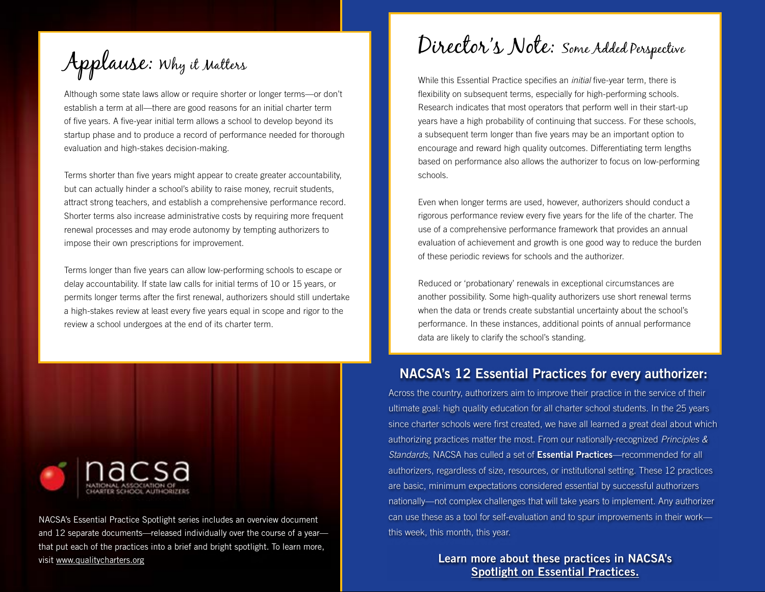## Applause: Why it Matters

Although some state laws allow or require shorter or longer terms—or don't establish a term at all—there are good reasons for an initial charter term of five years. A five-year initial term allows a school to develop beyond its startup phase and to produce a record of performance needed for thorough evaluation and high-stakes decision-making.

Terms shorter than five years might appear to create greater accountability, but can actually hinder a school's ability to raise money, recruit students, attract strong teachers, and establish a comprehensive performance record. Shorter terms also increase administrative costs by requiring more frequent renewal processes and may erode autonomy by tempting authorizers to impose their own prescriptions for improvement.

Terms longer than five years can allow low-performing schools to escape or delay accountability. If state law calls for initial terms of 10 or 15 years, or permits longer terms after the first renewal, authorizers should still undertake a high-stakes review at least every five years equal in scope and rigor to the review a school undergoes at the end of its charter term.

nacsa
NATIONAL ASSOCIATION OF CHARTER SCHOOL AUTHORIZERS

NACSA's Essential Practice Spotlight series includes an overview document and 12 separate documents—released individually over the course of a year—that put each of the practices into a brief and bright spotlight. To learn more, visit www.qualitycharters.org

## Director's Note: Some Added Perspective

While this Essential Practice specifies an *initial* five-year term, there is flexibility on subsequent terms, especially for high-performing schools. Research indicates that most operators that perform well in their start-up years have a high probability of continuing that success. For these schools, a subsequent term longer than five years may be an important option to encourage and reward high quality outcomes. Differentiating term lengths based on performance also allows the authorizer to focus on low-performing schools.

Even when longer terms are used, however, authorizers should conduct a rigorous performance review every five years for the life of the charter. The use of a comprehensive performance framework that provides an annual evaluation of achievement and growth is one good way to reduce the burden of these periodic reviews for schools and the authorizer.

Reduced or 'probationary' renewals in exceptional circumstances are another possibility. Some high-quality authorizers use short renewal terms when the data or trends create substantial uncertainty about the school's performance. In these instances, additional points of annual performance data are likely to clarify the school's standing.

## NACSA's 12 Essential Practices for every authorizer:

Across the country, authorizers aim to improve their practice in the service of their ultimate goal: high quality education for all charter school students. In the 25 years since charter schools were first created, we have all learned a great deal about which authorizing practices matter the most. From our nationally-recognized *Principles & Standards*, NACSA has culled a set of **Essential Practices**—recommended for all authorizers, regardless of size, resources, or institutional setting. These 12 practices are basic, minimum expectations considered essential by successful authorizers nationally—not complex challenges that will take years to implement. Any authorizer can use these as a tool for self-evaluation and to spur improvements in their work—this week, this month, this year.

**Learn more about these practices in NACSA's Spotlight on Essential Practices.**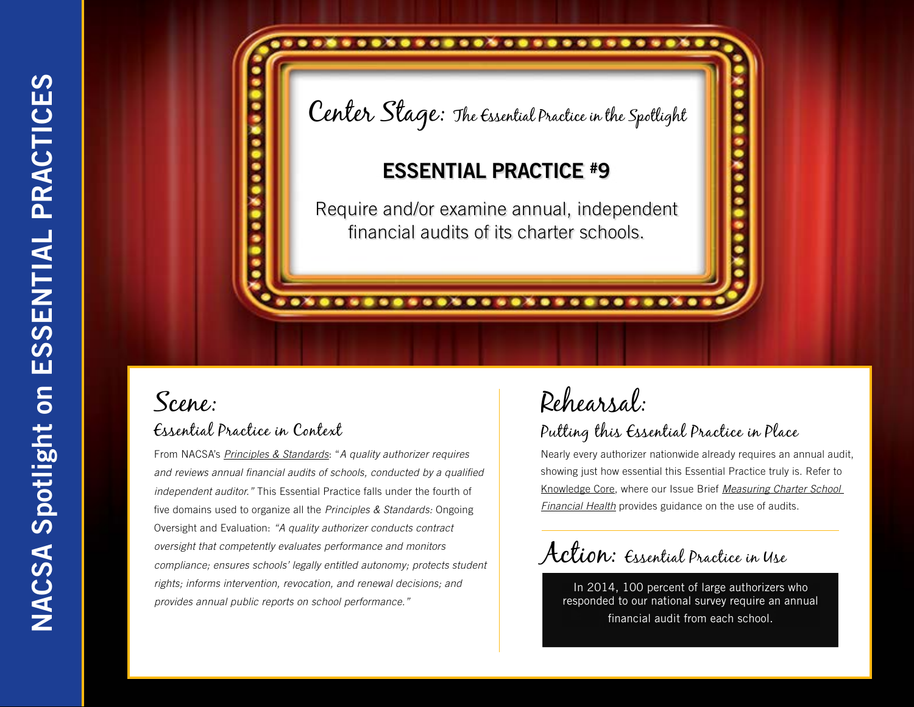# Center Stage: The Essential Practice in the Spotlight

## ESSENTIAL PRACTICE #9

Require and/or examine annual, independent financial audits of its charter schools.

## Scene:

### Essential Practice in Context

From NACSA's *Principles & Standards*: "*A quality authorizer requires and reviews annual financial audits of schools, conducted by a qualified independent auditor.*" This Essential Practice falls under the fourth of five domains used to organize all the *Principles & Standards:* Ongoing Oversight and Evaluation: *"A quality authorizer conducts contract oversight that competently evaluates performance and monitors compliance; ensures schools' legally entitled autonomy; protects student rights; informs intervention, revocation, and renewal decisions; and provides annual public reports on school performance."*

## Rehearsal:

### Putting this Essential Practice in Place

Nearly every authorizer nationwide already requires an annual audit, showing just how essential this Essential Practice truly is. Refer to Knowledge Core, where our Issue Brief *Measuring Charter School Financial Health* provides guidance on the use of audits.

## Action: Essential Practice in Use

In 2014, 100 percent of large authorizers who responded to our national survey require an annual financial audit from each school.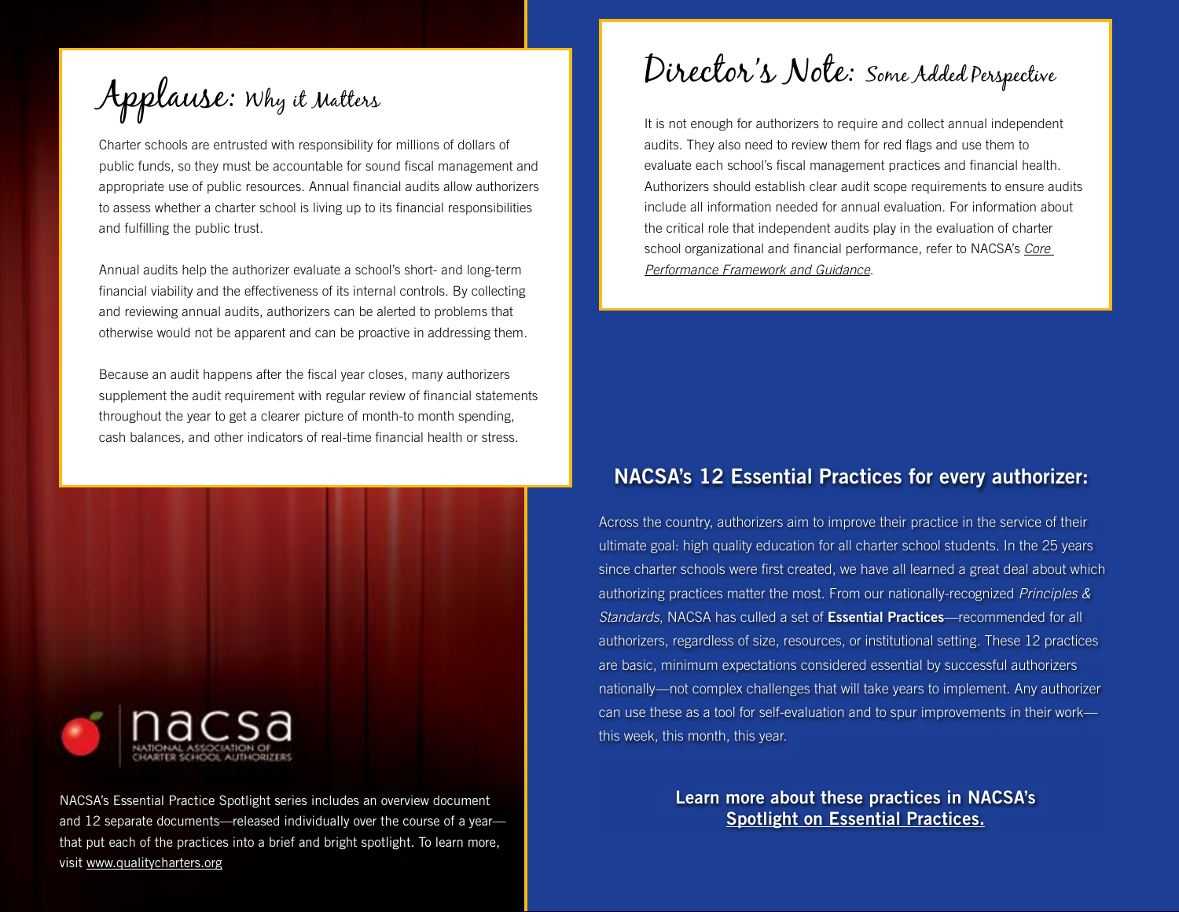## Applause: Why it Matters

Charter schools are entrusted with responsibility for millions of dollars of public funds, so they must be accountable for sound fiscal management and appropriate use of public resources. Annual financial audits allow authorizers to assess whether a charter school is living up to its financial responsibilities and fulfilling the public trust.

Annual audits help the authorizer evaluate a school's short- and long-term financial viability and the effectiveness of its internal controls. By collecting and reviewing annual audits, authorizers can be alerted to problems that otherwise would not be apparent and can be proactive in addressing them.

Because an audit happens after the fiscal year closes, many authorizers supplement the audit requirement with regular review of financial statements throughout the year to get a clearer picture of month-to month spending, cash balances, and other indicators of real-time financial health or stress.

nacsa
NATIONAL ASSOCIATION OF CHARTER SCHOOL AUTHORIZERS

NACSA's Essential Practice Spotlight series includes an overview document and 12 separate documents—released individually over the course of a year—that put each of the practices into a brief and bright spotlight. To learn more, visit www.qualitycharters.org

## Director's Note: Some Added Perspective

It is not enough for authorizers to require and collect annual independent audits. They also need to review them for red flags and use them to evaluate each school's fiscal management practices and financial health. Authorizers should establish clear audit scope requirements to ensure audits include all information needed for annual evaluation. For information about the critical role that independent audits play in the evaluation of charter school organizational and financial performance, refer to NACSA's *Core Performance Framework and Guidance*.

## NACSA's 12 Essential Practices for every authorizer:

Across the country, authorizers aim to improve their practice in the service of their ultimate goal: high quality education for all charter school students. In the 25 years since charter schools were first created, we have all learned a great deal about which authorizing practices matter the most. From our nationally-recognized *Principles & Standards*, NACSA has culled a set of **Essential Practices**—recommended for all authorizers, regardless of size, resources, or institutional setting. These 12 practices are basic, minimum expectations considered essential by successful authorizers nationally—not complex challenges that will take years to implement. Any authorizer can use these as a tool for self-evaluation and to spur improvements in their work—this week, this month, this year.

**Learn more about these practices in NACSA's Spotlight on Essential Practices.**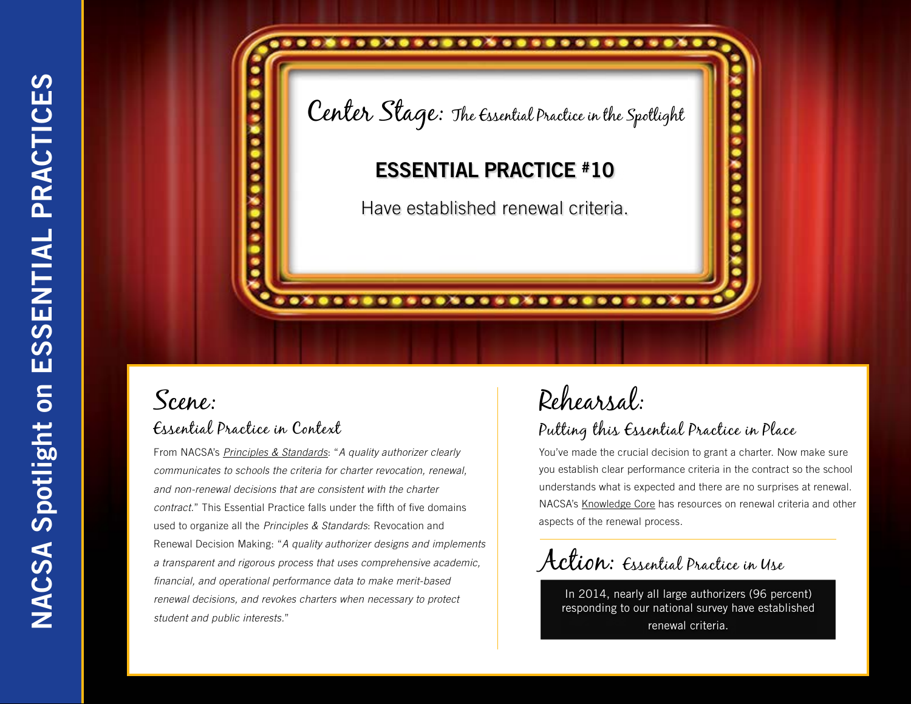## Center Stage: The Essential Practice in the Spotlight

### ESSENTIAL PRACTICE #10

Have established renewal criteria.

## Scene:

### Essential Practice in Context

From NACSA's *Principles & Standards*: "*A quality authorizer clearly communicates to schools the criteria for charter revocation, renewal, and non-renewal decisions that are consistent with the charter contract.*" This Essential Practice falls under the fifth of five domains used to organize all the *Principles & Standards*: Revocation and Renewal Decision Making: "*A quality authorizer designs and implements a transparent and rigorous process that uses comprehensive academic, financial, and operational performance data to make merit-based renewal decisions, and revokes charters when necessary to protect student and public interests.*"

## Rehearsal:

### Putting this Essential Practice in Place

You've made the crucial decision to grant a charter. Now make sure you establish clear performance criteria in the contract so the school understands what is expected and there are no surprises at renewal. NACSA's Knowledge Core has resources on renewal criteria and other aspects of the renewal process.

## Action: Essential Practice in Use

In 2014, nearly all large authorizers (96 percent) responding to our national survey have established renewal criteria.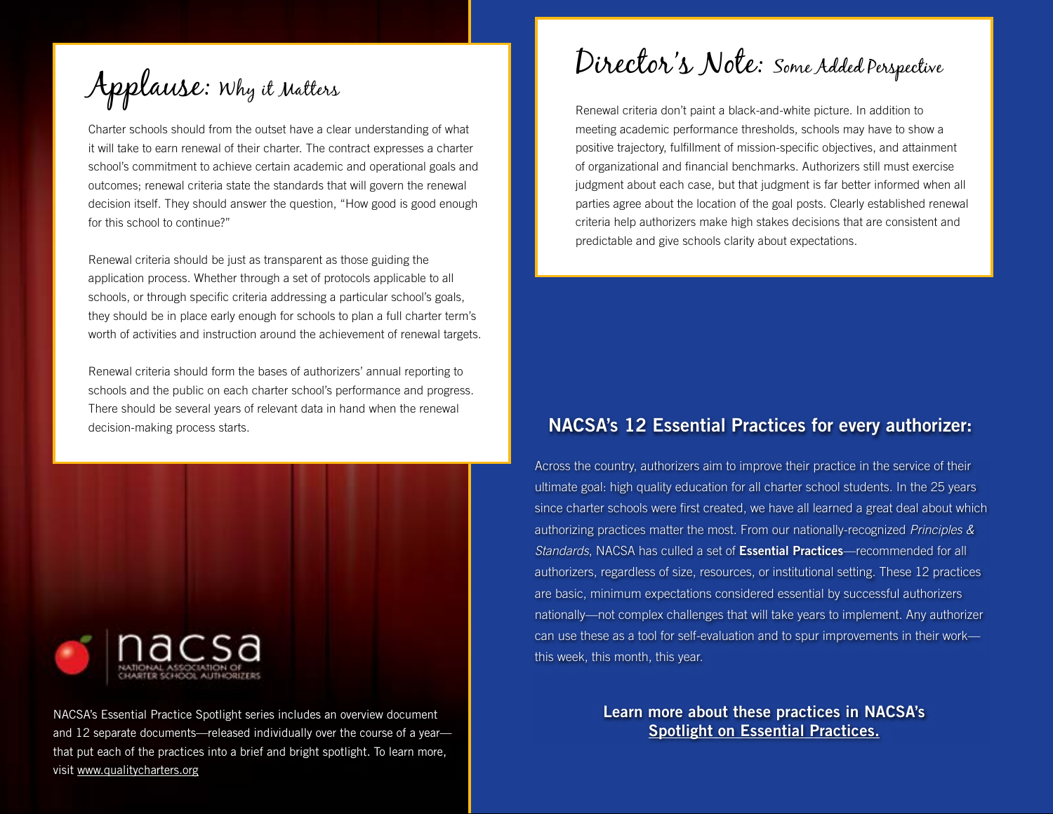## Applause: Why it Matters

Charter schools should from the outset have a clear understanding of what it will take to earn renewal of their charter. The contract expresses a charter school's commitment to achieve certain academic and operational goals and outcomes; renewal criteria state the standards that will govern the renewal decision itself. They should answer the question, "How good is good enough for this school to continue?"

Renewal criteria should be just as transparent as those guiding the application process. Whether through a set of protocols applicable to all schools, or through specific criteria addressing a particular school's goals, they should be in place early enough for schools to plan a full charter term's worth of activities and instruction around the achievement of renewal targets.

Renewal criteria should form the bases of authorizers' annual reporting to schools and the public on each charter school's performance and progress. There should be several years of relevant data in hand when the renewal decision-making process starts.

## Director's Note: Some Added Perspective

Renewal criteria don't paint a black-and-white picture. In addition to meeting academic performance thresholds, schools may have to show a positive trajectory, fulfillment of mission-specific objectives, and attainment of organizational and financial benchmarks. Authorizers still must exercise judgment about each case, but that judgment is far better informed when all parties agree about the location of the goal posts. Clearly established renewal criteria help authorizers make high stakes decisions that are consistent and predictable and give schools clarity about expectations.

nacsa
NATIONAL ASSOCIATION OF CHARTER SCHOOL AUTHORIZERS

NACSA's Essential Practice Spotlight series includes an overview document and 12 separate documents—released individually over the course of a year—that put each of the practices into a brief and bright spotlight. To learn more, visit www.qualitycharters.org

### NACSA's 12 Essential Practices for every authorizer:

Across the country, authorizers aim to improve their practice in the service of their ultimate goal: high quality education for all charter school students. In the 25 years since charter schools were first created, we have all learned a great deal about which authorizing practices matter the most. From our nationally-recognized *Principles & Standards*, NACSA has culled a set of **Essential Practices**—recommended for all authorizers, regardless of size, resources, or institutional setting. These 12 practices are basic, minimum expectations considered essential by successful authorizers nationally—not complex challenges that will take years to implement. Any authorizer can use these as a tool for self-evaluation and to spur improvements in their work—this week, this month, this year.

**Learn more about these practices in NACSA's Spotlight on Essential Practices.**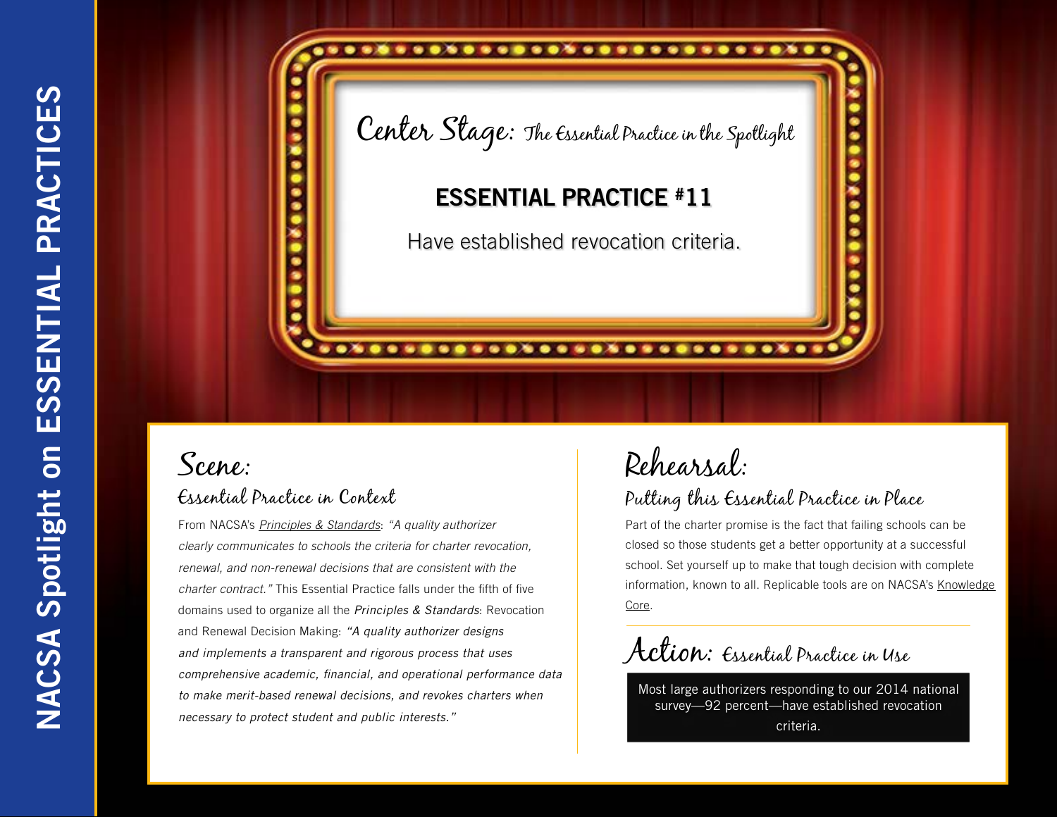# Center Stage: The Essential Practice in the Spotlight

## ESSENTIAL PRACTICE #11

Have established revocation criteria.

## Scene:

### Essential Practice in Context

From NACSA's *Principles & Standards*: *"A quality authorizer clearly communicates to schools the criteria for charter revocation, renewal, and non-renewal decisions that are consistent with the charter contract."* This Essential Practice falls under the fifth of five domains used to organize all the *Principles & Standards*: Revocation and Renewal Decision Making: *"A quality authorizer designs and implements a transparent and rigorous process that uses comprehensive academic, financial, and operational performance data to make merit-based renewal decisions, and revokes charters when necessary to protect student and public interests."*

## Rehearsal:

### Putting this Essential Practice in Place

Part of the charter promise is the fact that failing schools can be closed so those students get a better opportunity at a successful school. Set yourself up to make that tough decision with complete information, known to all. Replicable tools are on NACSA's Knowledge Core.

## Action: Essential Practice in Use

Most large authorizers responding to our 2014 national survey—92 percent—have established revocation criteria.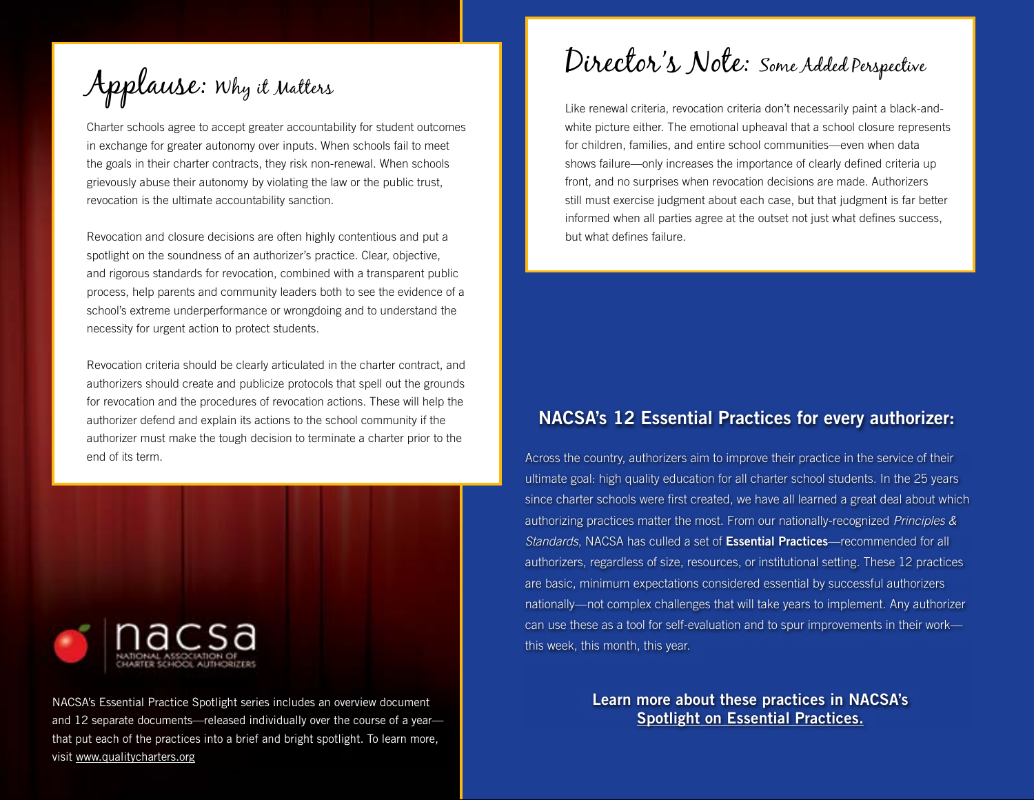## Applause: Why it Matters

Charter schools agree to accept greater accountability for student outcomes in exchange for greater autonomy over inputs. When schools fail to meet the goals in their charter contracts, they risk non-renewal. When schools grievously abuse their autonomy by violating the law or the public trust, revocation is the ultimate accountability sanction.

Revocation and closure decisions are often highly contentious and put a spotlight on the soundness of an authorizer's practice. Clear, objective, and rigorous standards for revocation, combined with a transparent public process, help parents and community leaders both to see the evidence of a school's extreme underperformance or wrongdoing and to understand the necessity for urgent action to protect students.

Revocation criteria should be clearly articulated in the charter contract, and authorizers should create and publicize protocols that spell out the grounds for revocation and the procedures of revocation actions. These will help the authorizer defend and explain its actions to the school community if the authorizer must make the tough decision to terminate a charter prior to the end of its term.

nacsa
NATIONAL ASSOCIATION OF CHARTER SCHOOL AUTHORIZERS

NACSA's Essential Practice Spotlight series includes an overview document and 12 separate documents—released individually over the course of a year—that put each of the practices into a brief and bright spotlight. To learn more, visit www.qualitycharters.org

## Director's Note: Some Added Perspective

Like renewal criteria, revocation criteria don't necessarily paint a black-and-white picture either. The emotional upheaval that a school closure represents for children, families, and entire school communities—even when data shows failure—only increases the importance of clearly defined criteria up front, and no surprises when revocation decisions are made. Authorizers still must exercise judgment about each case, but that judgment is far better informed when all parties agree at the outset not just what defines success, but what defines failure.

## NACSA's 12 Essential Practices for every authorizer:

Across the country, authorizers aim to improve their practice in the service of their ultimate goal: high quality education for all charter school students. In the 25 years since charter schools were first created, we have all learned a great deal about which authorizing practices matter the most. From our nationally-recognized *Principles & Standards*, NACSA has culled a set of **Essential Practices**—recommended for all authorizers, regardless of size, resources, or institutional setting. These 12 practices are basic, minimum expectations considered essential by successful authorizers nationally—not complex challenges that will take years to implement. Any authorizer can use these as a tool for self-evaluation and to spur improvements in their work—this week, this month, this year.

**Learn more about these practices in NACSA's Spotlight on Essential Practices.**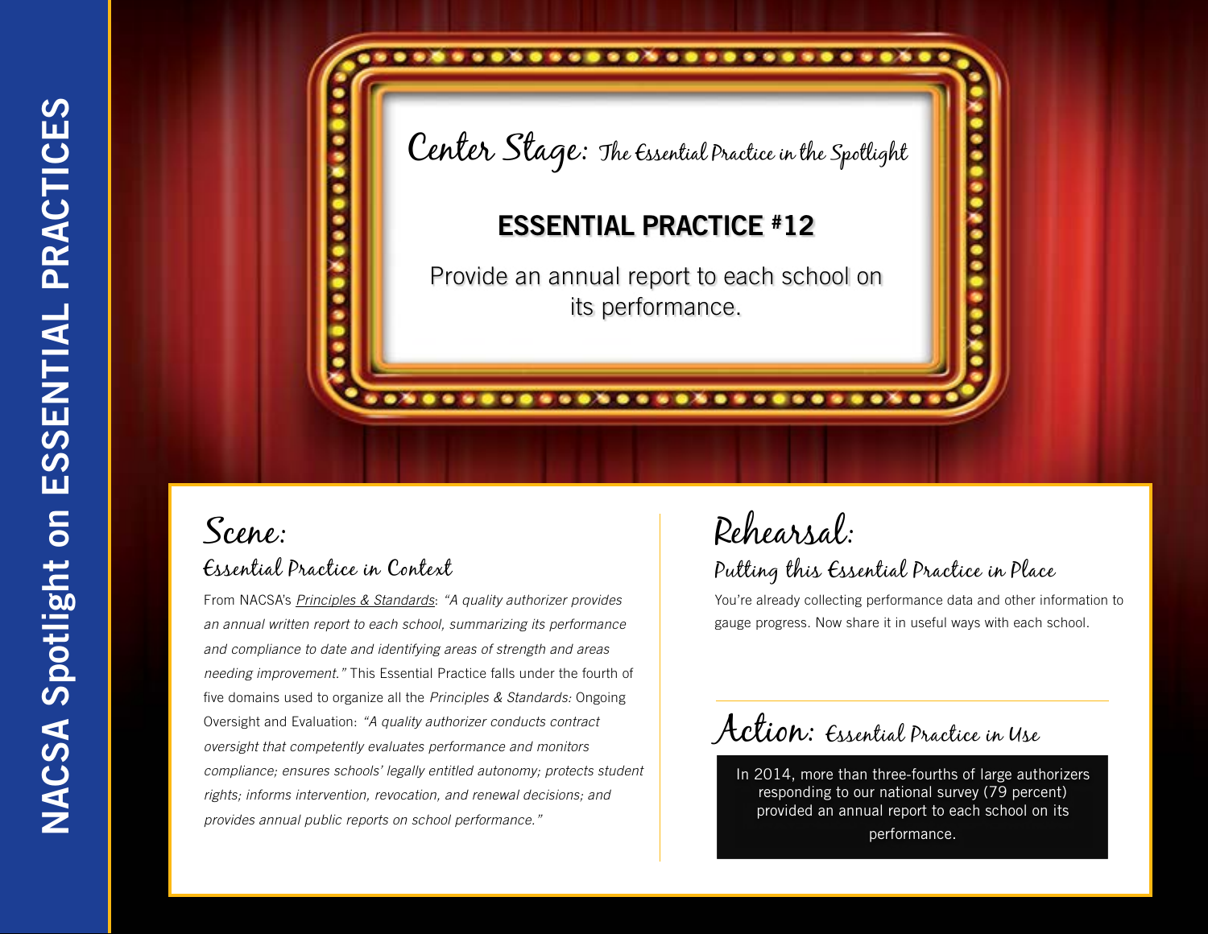# Center Stage: The Essential Practice in the Spotlight

## ESSENTIAL PRACTICE #12

Provide an annual report to each school on its performance.

## Scene:

### Essential Practice in Context

From NACSA's *Principles & Standards*: *"A quality authorizer provides an annual written report to each school, summarizing its performance and compliance to date and identifying areas of strength and areas needing improvement."* This Essential Practice falls under the fourth of five domains used to organize all the *Principles & Standards:* Ongoing Oversight and Evaluation: *"A quality authorizer conducts contract oversight that competently evaluates performance and monitors compliance; ensures schools' legally entitled autonomy; protects student rights; informs intervention, revocation, and renewal decisions; and provides annual public reports on school performance."*

## Rehearsal:

### Putting this Essential Practice in Place

You're already collecting performance data and other information to gauge progress. Now share it in useful ways with each school.

## Action: Essential Practice in Use

In 2014, more than three-fourths of large authorizers responding to our national survey (79 percent) provided an annual report to each school on its performance.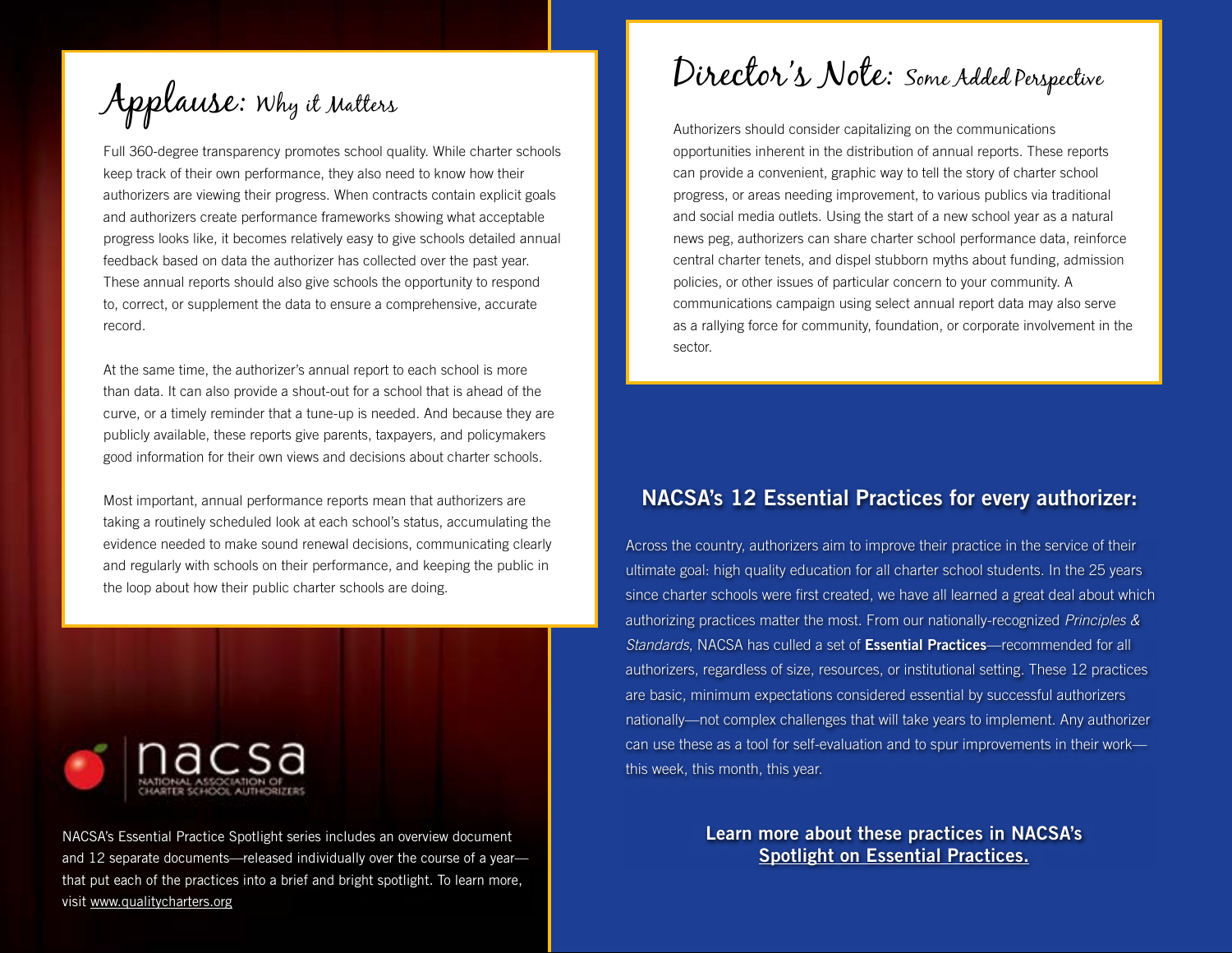## Applause: Why it Matters

Full 360-degree transparency promotes school quality. While charter schools keep track of their own performance, they also need to know how their authorizers are viewing their progress. When contracts contain explicit goals and authorizers create performance frameworks showing what acceptable progress looks like, it becomes relatively easy to give schools detailed annual feedback based on data the authorizer has collected over the past year. These annual reports should also give schools the opportunity to respond to, correct, or supplement the data to ensure a comprehensive, accurate record.

At the same time, the authorizer's annual report to each school is more than data. It can also provide a shout-out for a school that is ahead of the curve, or a timely reminder that a tune-up is needed. And because they are publicly available, these reports give parents, taxpayers, and policymakers good information for their own views and decisions about charter schools.

Most important, annual performance reports mean that authorizers are taking a routinely scheduled look at each school's status, accumulating the evidence needed to make sound renewal decisions, communicating clearly and regularly with schools on their performance, and keeping the public in the loop about how their public charter schools are doing.

nacsa
NATIONAL ASSOCIATION OF CHARTER SCHOOL AUTHORIZERS

NACSA's Essential Practice Spotlight series includes an overview document and 12 separate documents—released individually over the course of a year—that put each of the practices into a brief and bright spotlight. To learn more, visit www.qualitycharters.org

## Director's Note: Some Added Perspective

Authorizers should consider capitalizing on the communications opportunities inherent in the distribution of annual reports. These reports can provide a convenient, graphic way to tell the story of charter school progress, or areas needing improvement, to various publics via traditional and social media outlets. Using the start of a new school year as a natural news peg, authorizers can share charter school performance data, reinforce central charter tenets, and dispel stubborn myths about funding, admission policies, or other issues of particular concern to your community. A communications campaign using select annual report data may also serve as a rallying force for community, foundation, or corporate involvement in the sector.

## NACSA's 12 Essential Practices for every authorizer:

Across the country, authorizers aim to improve their practice in the service of their ultimate goal: high quality education for all charter school students. In the 25 years since charter schools were first created, we have all learned a great deal about which authorizing practices matter the most. From our nationally-recognized *Principles & Standards*, NACSA has culled a set of **Essential Practices**—recommended for all authorizers, regardless of size, resources, or institutional setting. These 12 practices are basic, minimum expectations considered essential by successful authorizers nationally—not complex challenges that will take years to implement. Any authorizer can use these as a tool for self-evaluation and to spur improvements in their work—this week, this month, this year.

**Learn more about these practices in NACSA's Spotlight on Essential Practices.**